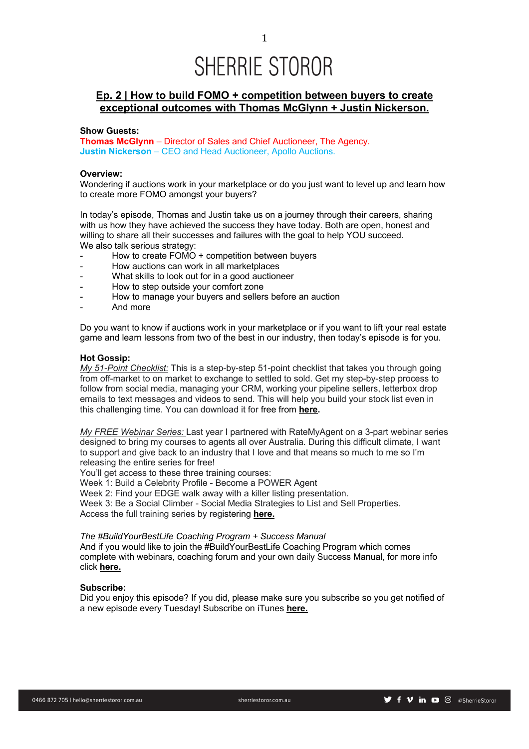# SHERRIE STOROR

## Ep. 2 | How to build FOMO + competition between buyers to create exceptional outcomes with Thomas McGlynn + Justin Nickerson.

**Show Guests:**
**Thomas McGlynn** – Director of Sales and Chief Auctioneer, The Agency.
**Justin Nickerson** – CEO and Head Auctioneer, Apollo Auctions.

**Overview:**
Wondering if auctions work in your marketplace or do you just want to level up and learn how to create more FOMO amongst your buyers?

In today's episode, Thomas and Justin take us on a journey through their careers, sharing with us how they have achieved the success they have today. Both are open, honest and willing to share all their successes and failures with the goal to help YOU succeed.
We also talk serious strategy:

- How to create FOMO + competition between buyers
- How auctions can work in all marketplaces
- What skills to look out for in a good auctioneer
- How to step outside your comfort zone
- How to manage your buyers and sellers before an auction
- And more

Do you want to know if auctions work in your marketplace or if you want to lift your real estate game and learn lessons from two of the best in our industry, then today's episode is for you.

**Hot Gossip:**
*My 51-Point Checklist:* This is a step-by-step 51-point checklist that takes you through going from off-market to on market to exchange to settled to sold. Get my step-by-step process to follow from social media, managing your CRM, working your pipeline sellers, letterbox drop emails to text messages and videos to send. This will help you build your stock list even in this challenging time. You can download it for free from **here.**

*My FREE Webinar Series:* Last year I partnered with RateMyAgent on a 3-part webinar series designed to bring my courses to agents all over Australia. During this difficult climate, I want to support and give back to an industry that I love and that means so much to me so I'm releasing the entire series for free!
You'll get access to these three training courses:
Week 1: Build a Celebrity Profile - Become a POWER Agent
Week 2: Find your EDGE walk away with a killer listing presentation.
Week 3: Be a Social Climber - Social Media Strategies to List and Sell Properties.
Access the full training series by registering **here.**

*The #BuildYourBestLife Coaching Program + Success Manual*
And if you would like to join the #BuildYourBestLife Coaching Program which comes complete with webinars, coaching forum and your own daily Success Manual, for more info click **here.**

**Subscribe:**
Did you enjoy this episode? If you did, please make sure you subscribe so you get notified of a new episode every Tuesday! Subscribe on iTunes **here.**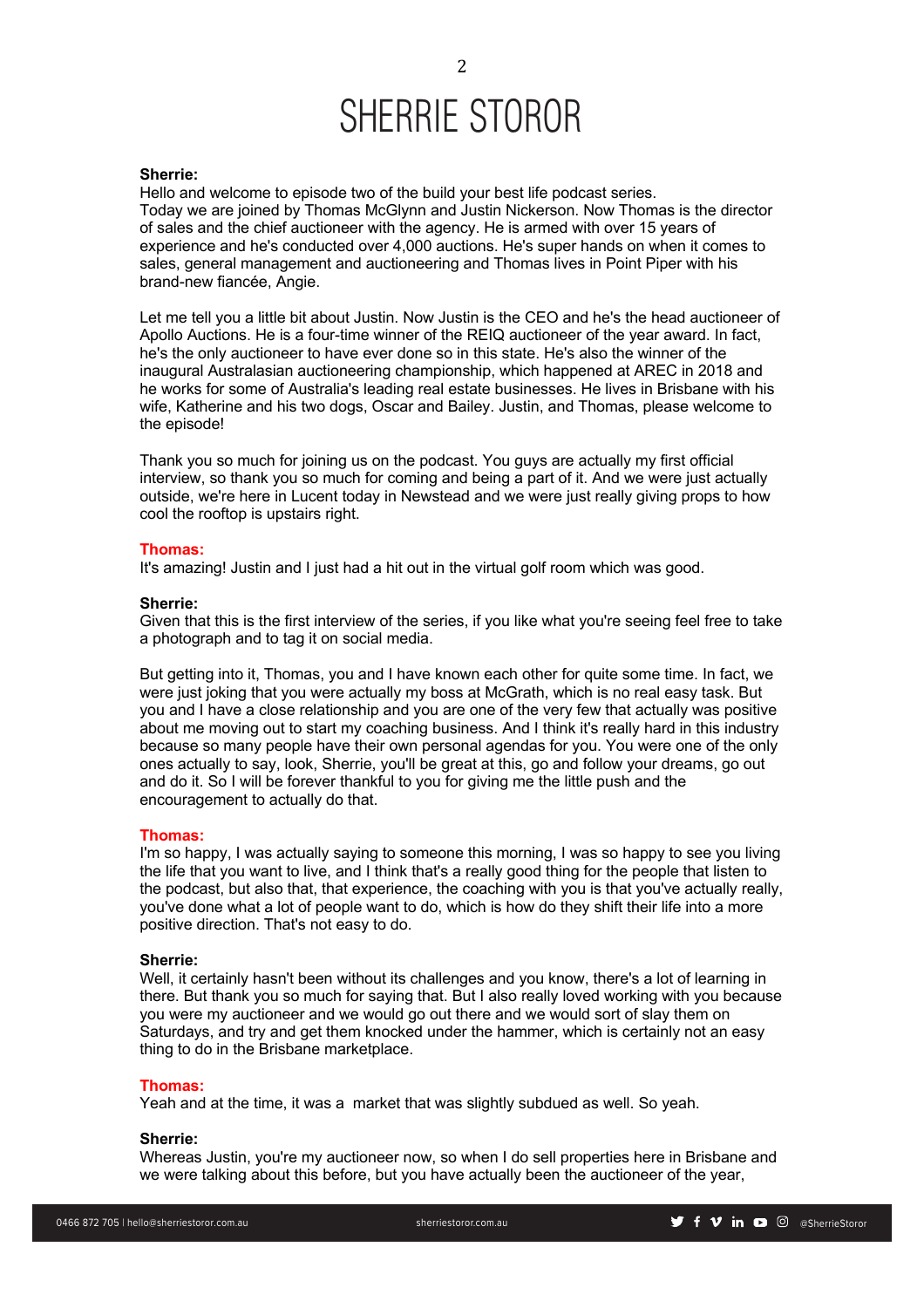**Sherrie:**
Hello and welcome to episode two of the build your best life podcast series.
Today we are joined by Thomas McGlynn and Justin Nickerson. Now Thomas is the director of sales and the chief auctioneer with the agency. He is armed with over 15 years of experience and he's conducted over 4,000 auctions. He's super hands on when it comes to sales, general management and auctioneering and Thomas lives in Point Piper with his brand-new fiancée, Angie.

Let me tell you a little bit about Justin. Now Justin is the CEO and he's the head auctioneer of Apollo Auctions. He is a four-time winner of the REIQ auctioneer of the year award. In fact, he's the only auctioneer to have ever done so in this state. He's also the winner of the inaugural Australasian auctioneering championship, which happened at AREC in 2018 and he works for some of Australia's leading real estate businesses. He lives in Brisbane with his wife, Katherine and his two dogs, Oscar and Bailey. Justin, and Thomas, please welcome to the episode!

Thank you so much for joining us on the podcast. You guys are actually my first official interview, so thank you so much for coming and being a part of it. And we were just actually outside, we're here in Lucent today in Newstead and we were just really giving props to how cool the rooftop is upstairs right.

**Thomas:**
It's amazing! Justin and I just had a hit out in the virtual golf room which was good.

**Sherrie:**
Given that this is the first interview of the series, if you like what you're seeing feel free to take a photograph and to tag it on social media.

But getting into it, Thomas, you and I have known each other for quite some time. In fact, we were just joking that you were actually my boss at McGrath, which is no real easy task. But you and I have a close relationship and you are one of the very few that actually was positive about me moving out to start my coaching business. And I think it's really hard in this industry because so many people have their own personal agendas for you. You were one of the only ones actually to say, look, Sherrie, you'll be great at this, go and follow your dreams, go out and do it. So I will be forever thankful to you for giving me the little push and the encouragement to actually do that.

**Thomas:**
I'm so happy, I was actually saying to someone this morning, I was so happy to see you living the life that you want to live, and I think that's a really good thing for the people that listen to the podcast, but also that, that experience, the coaching with you is that you've actually really, you've done what a lot of people want to do, which is how do they shift their life into a more positive direction. That's not easy to do.

**Sherrie:**
Well, it certainly hasn't been without its challenges and you know, there's a lot of learning in there. But thank you so much for saying that. But I also really loved working with you because you were my auctioneer and we would go out there and we would sort of slay them on Saturdays, and try and get them knocked under the hammer, which is certainly not an easy thing to do in the Brisbane marketplace.

**Thomas:**
Yeah and at the time, it was a market that was slightly subdued as well. So yeah.

**Sherrie:**
Whereas Justin, you're my auctioneer now, so when I do sell properties here in Brisbane and we were talking about this before, but you have actually been the auctioneer of the year,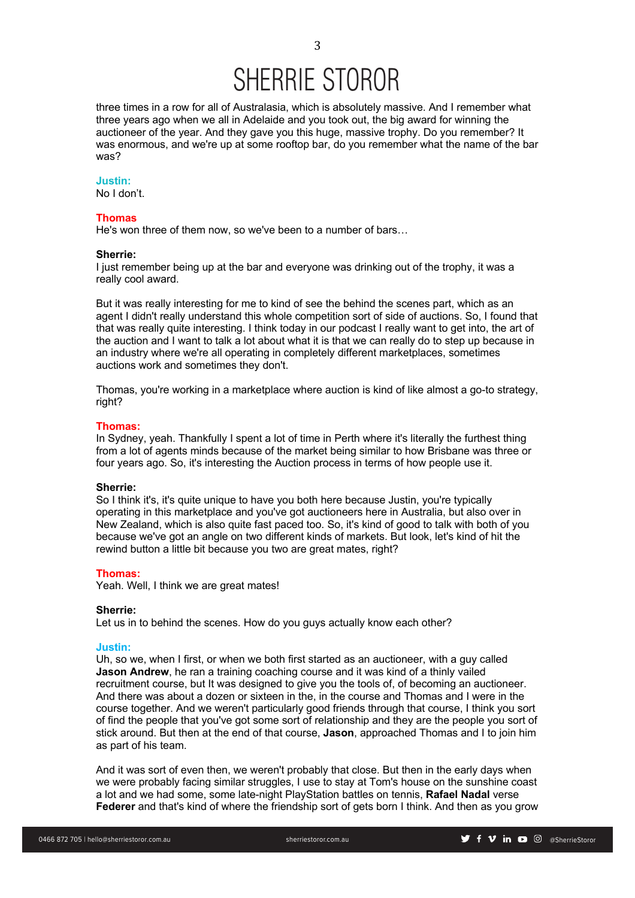three times in a row for all of Australasia, which is absolutely massive. And I remember what three years ago when we all in Adelaide and you took out, the big award for winning the auctioneer of the year. And they gave you this huge, massive trophy. Do you remember? It was enormous, and we're up at some rooftop bar, do you remember what the name of the bar was?

**Justin:**
No I don't.

**Thomas**
He's won three of them now, so we've been to a number of bars…

**Sherrie:**
I just remember being up at the bar and everyone was drinking out of the trophy, it was a really cool award.

But it was really interesting for me to kind of see the behind the scenes part, which as an agent I didn't really understand this whole competition sort of side of auctions. So, I found that that was really quite interesting. I think today in our podcast I really want to get into, the art of the auction and I want to talk a lot about what it is that we can really do to step up because in an industry where we're all operating in completely different marketplaces, sometimes auctions work and sometimes they don't.

Thomas, you're working in a marketplace where auction is kind of like almost a go-to strategy, right?

**Thomas:**
In Sydney, yeah. Thankfully I spent a lot of time in Perth where it's literally the furthest thing from a lot of agents minds because of the market being similar to how Brisbane was three or four years ago. So, it's interesting the Auction process in terms of how people use it.

**Sherrie:**
So I think it's, it's quite unique to have you both here because Justin, you're typically operating in this marketplace and you've got auctioneers here in Australia, but also over in New Zealand, which is also quite fast paced too. So, it's kind of good to talk with both of you because we've got an angle on two different kinds of markets. But look, let's kind of hit the rewind button a little bit because you two are great mates, right?

**Thomas:**
Yeah. Well, I think we are great mates!

**Sherrie:**
Let us in to behind the scenes. How do you guys actually know each other?

**Justin:**
Uh, so we, when I first, or when we both first started as an auctioneer, with a guy called **Jason Andrew**, he ran a training coaching course and it was kind of a thinly vailed recruitment course, but It was designed to give you the tools of, of becoming an auctioneer. And there was about a dozen or sixteen in the, in the course and Thomas and I were in the course together. And we weren't particularly good friends through that course, I think you sort of find the people that you've got some sort of relationship and they are the people you sort of stick around. But then at the end of that course, **Jason**, approached Thomas and I to join him as part of his team.

And it was sort of even then, we weren't probably that close. But then in the early days when we were probably facing similar struggles, I use to stay at Tom's house on the sunshine coast a lot and we had some, some late-night PlayStation battles on tennis, **Rafael Nadal** verse **Federer** and that's kind of where the friendship sort of gets born I think. And then as you grow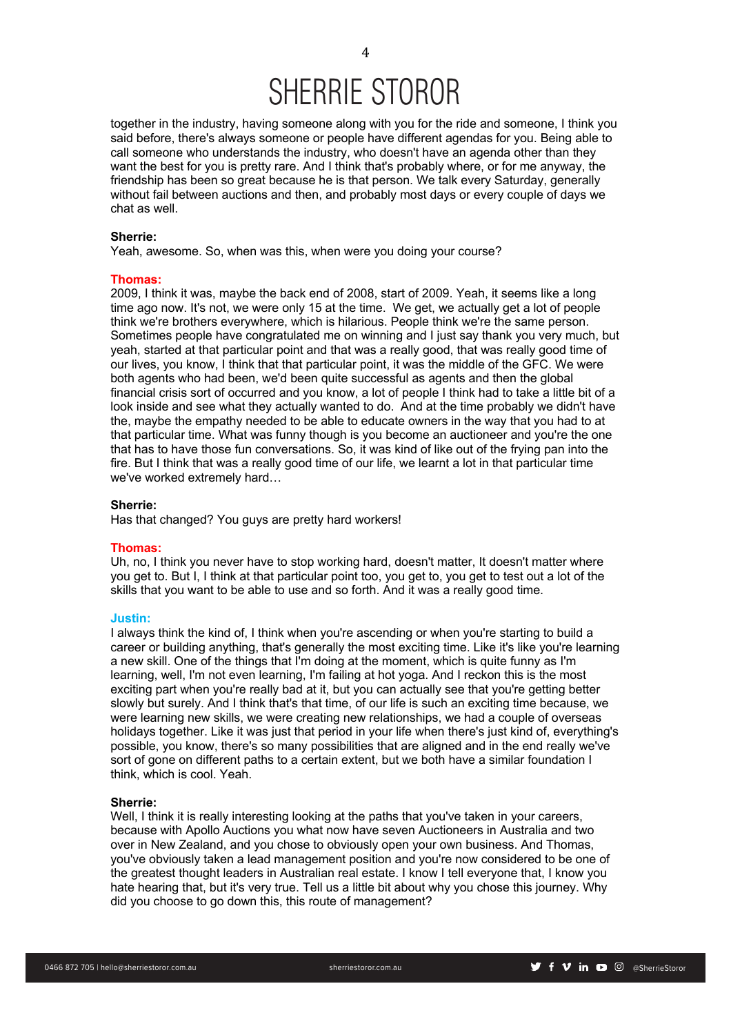together in the industry, having someone along with you for the ride and someone, I think you said before, there's always someone or people have different agendas for you. Being able to call someone who understands the industry, who doesn't have an agenda other than they want the best for you is pretty rare. And I think that's probably where, or for me anyway, the friendship has been so great because he is that person. We talk every Saturday, generally without fail between auctions and then, and probably most days or every couple of days we chat as well.

**Sherrie:**
Yeah, awesome. So, when was this, when were you doing your course?

**Thomas:**
2009, I think it was, maybe the back end of 2008, start of 2009. Yeah, it seems like a long time ago now. It's not, we were only 15 at the time. We get, we actually get a lot of people think we're brothers everywhere, which is hilarious. People think we're the same person. Sometimes people have congratulated me on winning and I just say thank you very much, but yeah, started at that particular point and that was a really good, that was really good time of our lives, you know, I think that that particular point, it was the middle of the GFC. We were both agents who had been, we'd been quite successful as agents and then the global financial crisis sort of occurred and you know, a lot of people I think had to take a little bit of a look inside and see what they actually wanted to do. And at the time probably we didn't have the, maybe the empathy needed to be able to educate owners in the way that you had to at that particular time. What was funny though is you become an auctioneer and you're the one that has to have those fun conversations. So, it was kind of like out of the frying pan into the fire. But I think that was a really good time of our life, we learnt a lot in that particular time we've worked extremely hard…

**Sherrie:**
Has that changed? You guys are pretty hard workers!

**Thomas:**
Uh, no, I think you never have to stop working hard, doesn't matter, It doesn't matter where you get to. But I, I think at that particular point too, you get to, you get to test out a lot of the skills that you want to be able to use and so forth. And it was a really good time.

**Justin:**
I always think the kind of, I think when you're ascending or when you're starting to build a career or building anything, that's generally the most exciting time. Like it's like you're learning a new skill. One of the things that I'm doing at the moment, which is quite funny as I'm learning, well, I'm not even learning, I'm failing at hot yoga. And I reckon this is the most exciting part when you're really bad at it, but you can actually see that you're getting better slowly but surely. And I think that's that time, of our life is such an exciting time because, we were learning new skills, we were creating new relationships, we had a couple of overseas holidays together. Like it was just that period in your life when there's just kind of, everything's possible, you know, there's so many possibilities that are aligned and in the end really we've sort of gone on different paths to a certain extent, but we both have a similar foundation I think, which is cool. Yeah.

**Sherrie:**
Well, I think it is really interesting looking at the paths that you've taken in your careers, because with Apollo Auctions you what now have seven Auctioneers in Australia and two over in New Zealand, and you chose to obviously open your own business. And Thomas, you've obviously taken a lead management position and you're now considered to be one of the greatest thought leaders in Australian real estate. I know I tell everyone that, I know you hate hearing that, but it's very true. Tell us a little bit about why you chose this journey. Why did you choose to go down this, this route of management?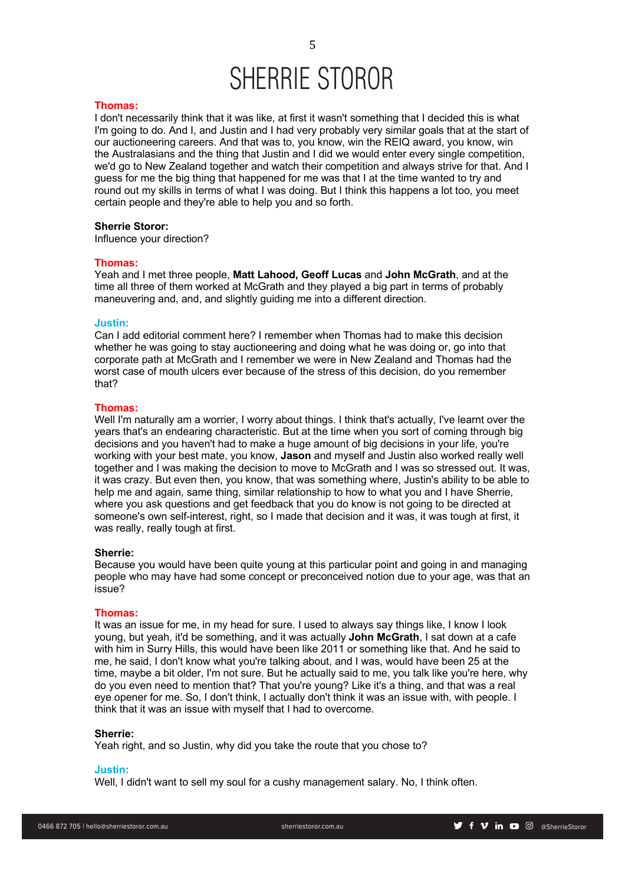**Thomas:**
I don't necessarily think that it was like, at first it wasn't something that I decided this is what I'm going to do. And I, and Justin and I had very probably very similar goals that at the start of our auctioneering careers. And that was to, you know, win the REIQ award, you know, win the Australasians and the thing that Justin and I did we would enter every single competition, we'd go to New Zealand together and watch their competition and always strive for that. And I guess for me the big thing that happened for me was that I at the time wanted to try and round out my skills in terms of what I was doing. But I think this happens a lot too, you meet certain people and they're able to help you and so forth.

**Sherrie Storor:**
Influence your direction?

**Thomas:**
Yeah and I met three people, **Matt Lahood, Geoff Lucas** and **John McGrath**, and at the time all three of them worked at McGrath and they played a big part in terms of probably maneuvering and, and, and slightly guiding me into a different direction.

**Justin:**
Can I add editorial comment here? I remember when Thomas had to make this decision whether he was going to stay auctioneering and doing what he was doing or, go into that corporate path at McGrath and I remember we were in New Zealand and Thomas had the worst case of mouth ulcers ever because of the stress of this decision, do you remember that?

**Thomas:**
Well I'm naturally am a worrier, I worry about things. I think that's actually, I've learnt over the years that's an endearing characteristic. But at the time when you sort of coming through big decisions and you haven't had to make a huge amount of big decisions in your life, you're working with your best mate, you know, **Jason** and myself and Justin also worked really well together and I was making the decision to move to McGrath and I was so stressed out. It was, it was crazy. But even then, you know, that was something where, Justin's ability to be able to help me and again, same thing, similar relationship to how to what you and I have Sherrie, where you ask questions and get feedback that you do know is not going to be directed at someone's own self-interest, right, so I made that decision and it was, it was tough at first, it was really, really tough at first.

**Sherrie:**
Because you would have been quite young at this particular point and going in and managing people who may have had some concept or preconceived notion due to your age, was that an issue?

**Thomas:**
It was an issue for me, in my head for sure. I used to always say things like, I know I look young, but yeah, it'd be something, and it was actually **John McGrath**, I sat down at a cafe with him in Surry Hills, this would have been like 2011 or something like that. And he said to me, he said, I don't know what you're talking about, and I was, would have been 25 at the time, maybe a bit older, I'm not sure. But he actually said to me, you talk like you're here, why do you even need to mention that? That you're young? Like it's a thing, and that was a real eye opener for me. So, I don't think, I actually don't think it was an issue with, with people. I think that it was an issue with myself that I had to overcome.

**Sherrie:**
Yeah right, and so Justin, why did you take the route that you chose to?

**Justin:**
Well, I didn't want to sell my soul for a cushy management salary. No, I think often.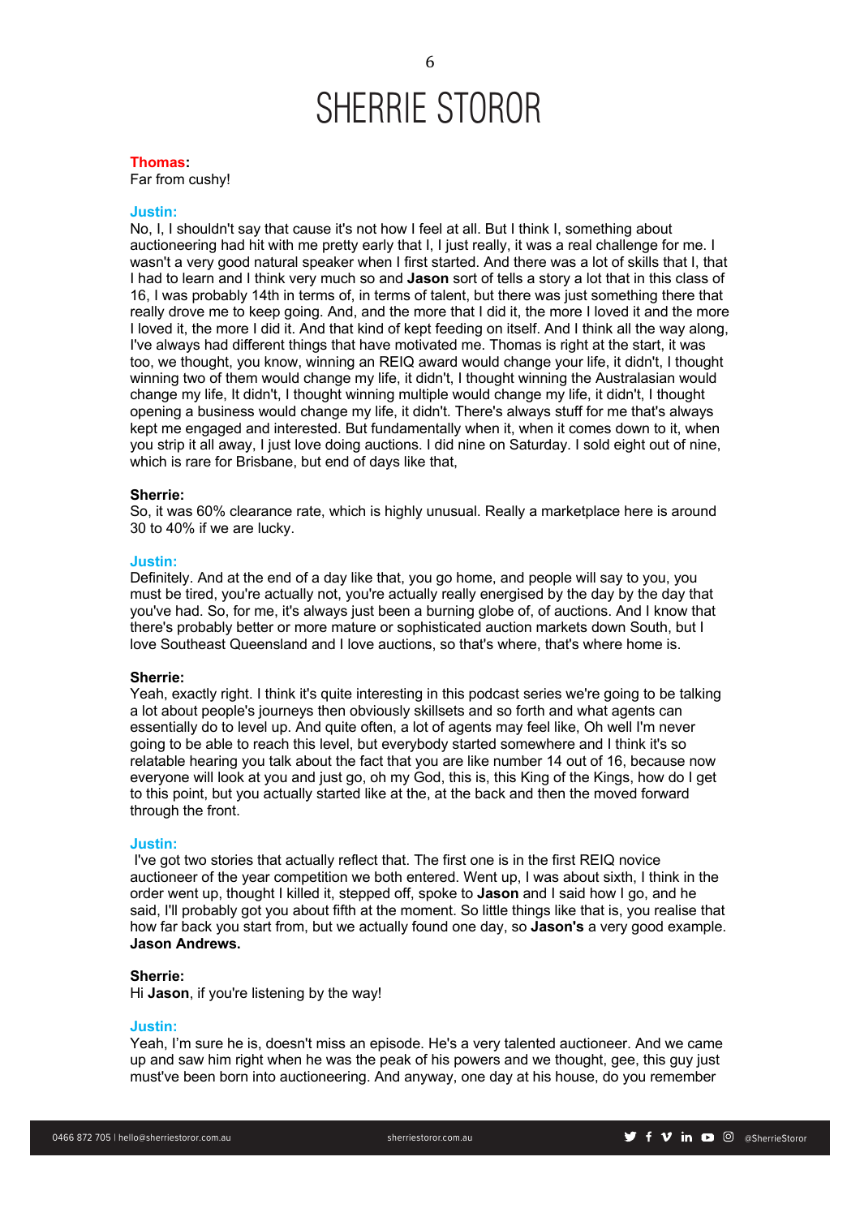**Thomas:**
Far from cushy!

**Justin:**
No, I, I shouldn't say that cause it's not how I feel at all. But I think I, something about auctioneering had hit with me pretty early that I, I just really, it was a real challenge for me. I wasn't a very good natural speaker when I first started. And there was a lot of skills that I, that I had to learn and I think very much so and **Jason** sort of tells a story a lot that in this class of 16, I was probably 14th in terms of, in terms of talent, but there was just something there that really drove me to keep going. And, and the more that I did it, the more I loved it and the more I loved it, the more I did it. And that kind of kept feeding on itself. And I think all the way along, I've always had different things that have motivated me. Thomas is right at the start, it was too, we thought, you know, winning an REIQ award would change your life, it didn't, I thought winning two of them would change my life, it didn't, I thought winning the Australasian would change my life, It didn't, I thought winning multiple would change my life, it didn't, I thought opening a business would change my life, it didn't. There's always stuff for me that's always kept me engaged and interested. But fundamentally when it, when it comes down to it, when you strip it all away, I just love doing auctions. I did nine on Saturday. I sold eight out of nine, which is rare for Brisbane, but end of days like that,

**Sherrie:**
So, it was 60% clearance rate, which is highly unusual. Really a marketplace here is around 30 to 40% if we are lucky.

**Justin:**
Definitely. And at the end of a day like that, you go home, and people will say to you, you must be tired, you're actually not, you're actually really energised by the day by the day that you've had. So, for me, it's always just been a burning globe of, of auctions. And I know that there's probably better or more mature or sophisticated auction markets down South, but I love Southeast Queensland and I love auctions, so that's where, that's where home is.

**Sherrie:**
Yeah, exactly right. I think it's quite interesting in this podcast series we're going to be talking a lot about people's journeys then obviously skillsets and so forth and what agents can essentially do to level up. And quite often, a lot of agents may feel like, Oh well I'm never going to be able to reach this level, but everybody started somewhere and I think it's so relatable hearing you talk about the fact that you are like number 14 out of 16, because now everyone will look at you and just go, oh my God, this is, this King of the Kings, how do I get to this point, but you actually started like at the, at the back and then the moved forward through the front.

**Justin:**
I've got two stories that actually reflect that. The first one is in the first REIQ novice auctioneer of the year competition we both entered. Went up, I was about sixth, I think in the order went up, thought I killed it, stepped off, spoke to **Jason** and I said how I go, and he said, I'll probably got you about fifth at the moment. So little things like that is, you realise that how far back you start from, but we actually found one day, so **Jason's** a very good example. **Jason Andrews.**

**Sherrie:**
Hi **Jason**, if you're listening by the way!

**Justin:**
Yeah, I'm sure he is, doesn't miss an episode. He's a very talented auctioneer. And we came up and saw him right when he was the peak of his powers and we thought, gee, this guy just must've been born into auctioneering. And anyway, one day at his house, do you remember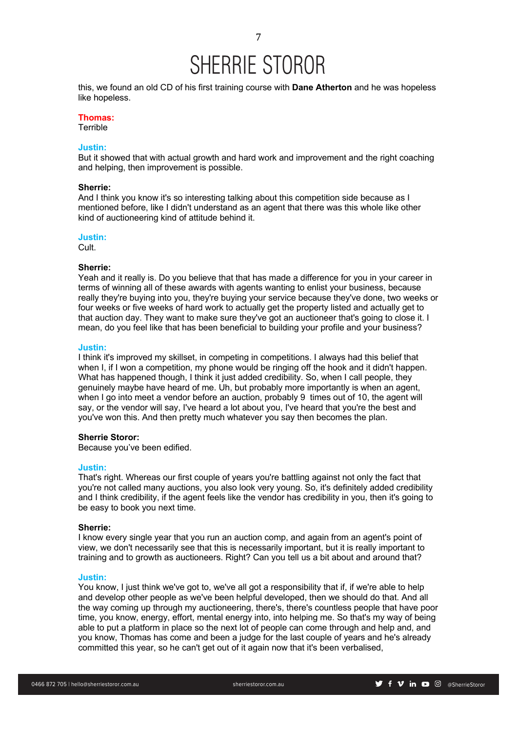this, we found an old CD of his first training course with **Dane Atherton** and he was hopeless like hopeless.

**Thomas:**
Terrible

**Justin:**
But it showed that with actual growth and hard work and improvement and the right coaching and helping, then improvement is possible.

**Sherrie:**
And I think you know it's so interesting talking about this competition side because as I mentioned before, like I didn't understand as an agent that there was this whole like other kind of auctioneering kind of attitude behind it.

**Justin:**
Cult.

**Sherrie:**
Yeah and it really is. Do you believe that that has made a difference for you in your career in terms of winning all of these awards with agents wanting to enlist your business, because really they're buying into you, they're buying your service because they've done, two weeks or four weeks or five weeks of hard work to actually get the property listed and actually get to that auction day. They want to make sure they've got an auctioneer that's going to close it. I mean, do you feel like that has been beneficial to building your profile and your business?

**Justin:**
I think it's improved my skillset, in competing in competitions. I always had this belief that when I, if I won a competition, my phone would be ringing off the hook and it didn't happen. What has happened though, I think it just added credibility. So, when I call people, they genuinely maybe have heard of me. Uh, but probably more importantly is when an agent, when I go into meet a vendor before an auction, probably 9 times out of 10, the agent will say, or the vendor will say, I've heard a lot about you, I've heard that you're the best and you've won this. And then pretty much whatever you say then becomes the plan.

**Sherrie Storor:**
Because you've been edified.

**Justin:**
That's right. Whereas our first couple of years you're battling against not only the fact that you're not called many auctions, you also look very young. So, it's definitely added credibility and I think credibility, if the agent feels like the vendor has credibility in you, then it's going to be easy to book you next time.

**Sherrie:**
I know every single year that you run an auction comp, and again from an agent's point of view, we don't necessarily see that this is necessarily important, but it is really important to training and to growth as auctioneers. Right? Can you tell us a bit about and around that?

**Justin:**
You know, I just think we've got to, we've all got a responsibility that if, if we're able to help and develop other people as we've been helpful developed, then we should do that. And all the way coming up through my auctioneering, there's, there's countless people that have poor time, you know, energy, effort, mental energy into, into helping me. So that's my way of being able to put a platform in place so the next lot of people can come through and help and, and you know, Thomas has come and been a judge for the last couple of years and he's already committed this year, so he can't get out of it again now that it's been verbalised,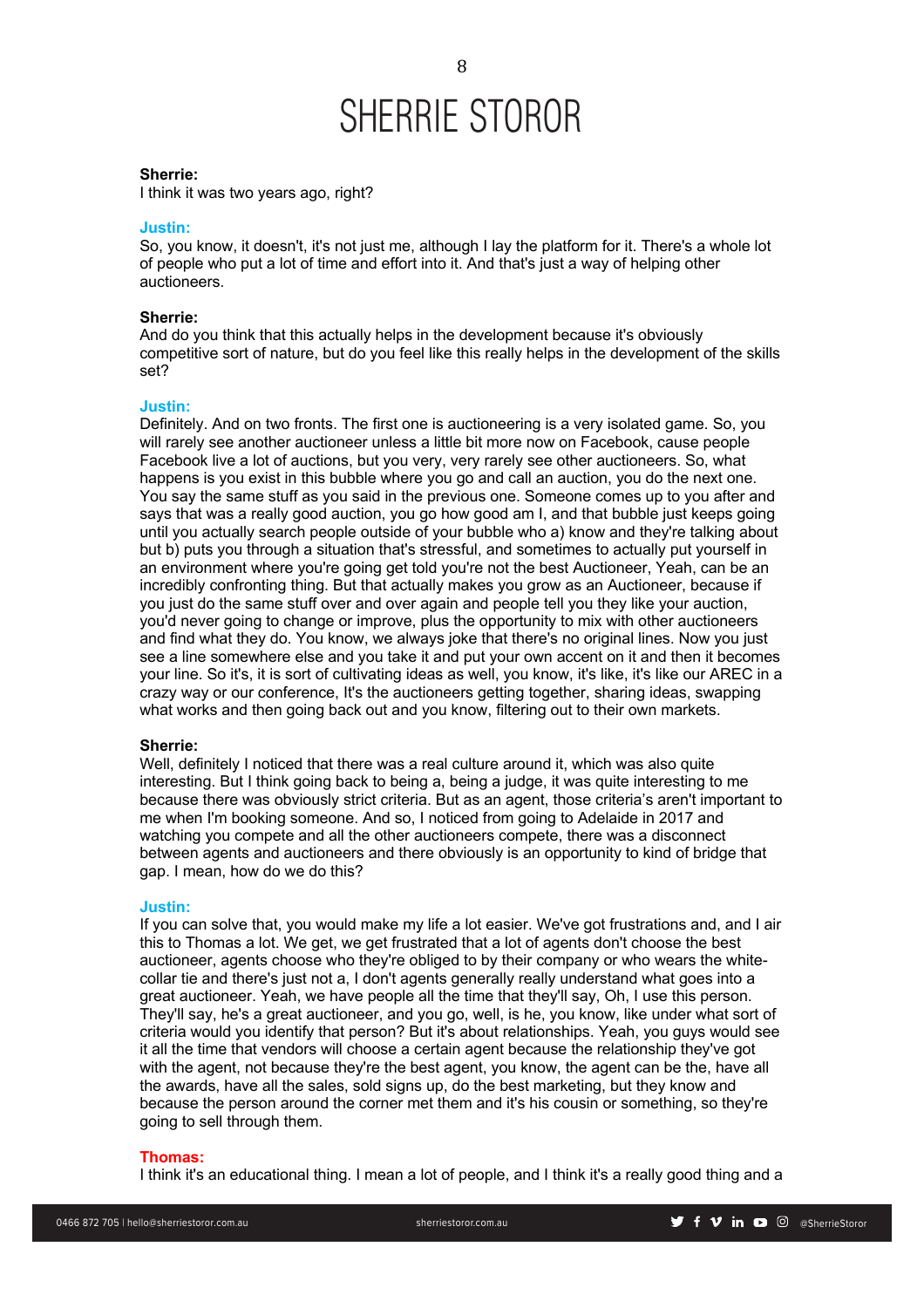**Sherrie:**
I think it was two years ago, right?

**Justin:**
So, you know, it doesn't, it's not just me, although I lay the platform for it. There's a whole lot of people who put a lot of time and effort into it. And that's just a way of helping other auctioneers.

**Sherrie:**
And do you think that this actually helps in the development because it's obviously competitive sort of nature, but do you feel like this really helps in the development of the skills set?

**Justin:**
Definitely. And on two fronts. The first one is auctioneering is a very isolated game. So, you will rarely see another auctioneer unless a little bit more now on Facebook, cause people Facebook live a lot of auctions, but you very, very rarely see other auctioneers. So, what happens is you exist in this bubble where you go and call an auction, you do the next one. You say the same stuff as you said in the previous one. Someone comes up to you after and says that was a really good auction, you go how good am I, and that bubble just keeps going until you actually search people outside of your bubble who a) know and they're talking about but b) puts you through a situation that's stressful, and sometimes to actually put yourself in an environment where you're going get told you're not the best Auctioneer, Yeah, can be an incredibly confronting thing. But that actually makes you grow as an Auctioneer, because if you just do the same stuff over and over again and people tell you they like your auction, you'd never going to change or improve, plus the opportunity to mix with other auctioneers and find what they do. You know, we always joke that there's no original lines. Now you just see a line somewhere else and you take it and put your own accent on it and then it becomes your line. So it's, it is sort of cultivating ideas as well, you know, it's like, it's like our AREC in a crazy way or our conference, It's the auctioneers getting together, sharing ideas, swapping what works and then going back out and you know, filtering out to their own markets.

**Sherrie:**
Well, definitely I noticed that there was a real culture around it, which was also quite interesting. But I think going back to being a, being a judge, it was quite interesting to me because there was obviously strict criteria. But as an agent, those criteria's aren't important to me when I'm booking someone. And so, I noticed from going to Adelaide in 2017 and watching you compete and all the other auctioneers compete, there was a disconnect between agents and auctioneers and there obviously is an opportunity to kind of bridge that gap. I mean, how do we do this?

**Justin:**
If you can solve that, you would make my life a lot easier. We've got frustrations and, and I air this to Thomas a lot. We get, we get frustrated that a lot of agents don't choose the best auctioneer, agents choose who they're obliged to by their company or who wears the white-collar tie and there's just not a, I don't agents generally really understand what goes into a great auctioneer. Yeah, we have people all the time that they'll say, Oh, I use this person. They'll say, he's a great auctioneer, and you go, well, is he, you know, like under what sort of criteria would you identify that person? But it's about relationships. Yeah, you guys would see it all the time that vendors will choose a certain agent because the relationship they've got with the agent, not because they're the best agent, you know, the agent can be the, have all the awards, have all the sales, sold signs up, do the best marketing, but they know and because the person around the corner met them and it's his cousin or something, so they're going to sell through them.

**Thomas:**
I think it's an educational thing. I mean a lot of people, and I think it's a really good thing and a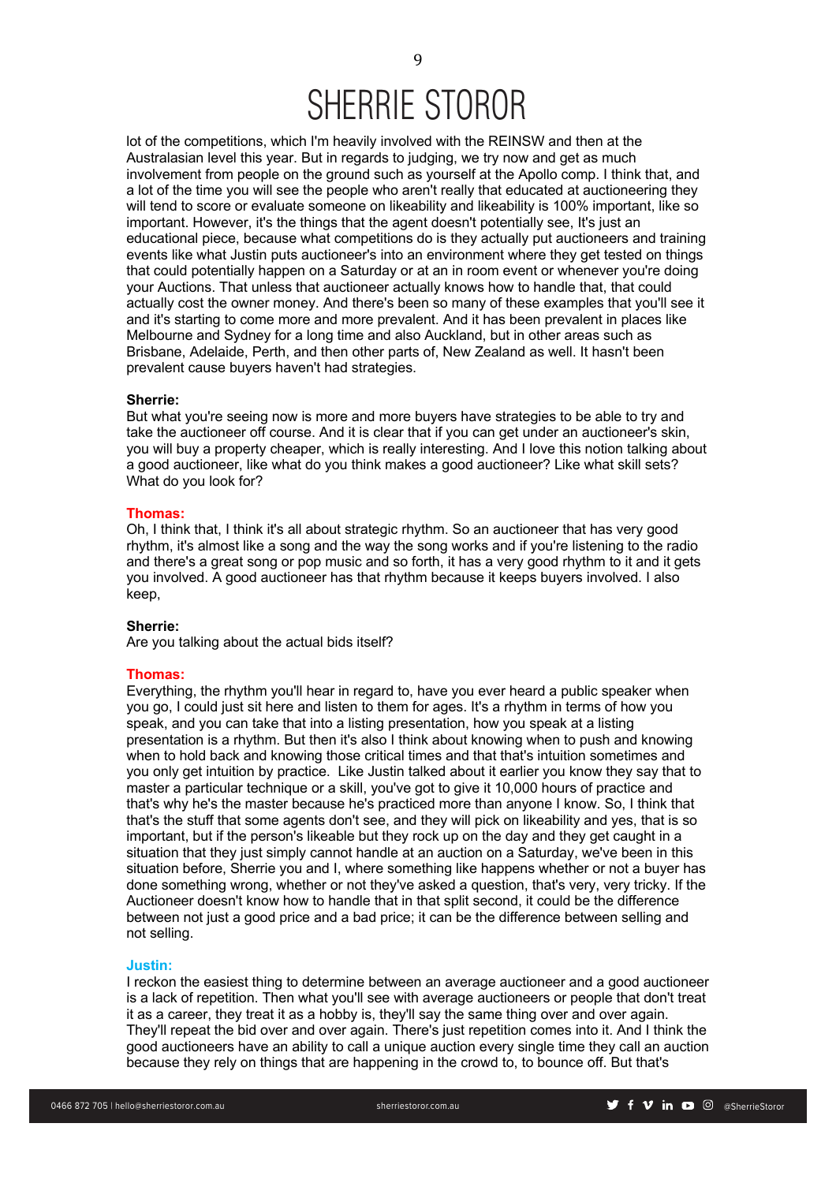lot of the competitions, which I'm heavily involved with the REINSW and then at the Australasian level this year. But in regards to judging, we try now and get as much involvement from people on the ground such as yourself at the Apollo comp. I think that, and a lot of the time you will see the people who aren't really that educated at auctioneering they will tend to score or evaluate someone on likeability and likeability is 100% important, like so important. However, it's the things that the agent doesn't potentially see, It's just an educational piece, because what competitions do is they actually put auctioneers and training events like what Justin puts auctioneer's into an environment where they get tested on things that could potentially happen on a Saturday or at an in room event or whenever you're doing your Auctions. That unless that auctioneer actually knows how to handle that, that could actually cost the owner money. And there's been so many of these examples that you'll see it and it's starting to come more and more prevalent. And it has been prevalent in places like Melbourne and Sydney for a long time and also Auckland, but in other areas such as Brisbane, Adelaide, Perth, and then other parts of, New Zealand as well. It hasn't been prevalent cause buyers haven't had strategies.

**Sherrie:**
But what you're seeing now is more and more buyers have strategies to be able to try and take the auctioneer off course. And it is clear that if you can get under an auctioneer's skin, you will buy a property cheaper, which is really interesting. And I love this notion talking about a good auctioneer, like what do you think makes a good auctioneer? Like what skill sets? What do you look for?

**Thomas:**
Oh, I think that, I think it's all about strategic rhythm. So an auctioneer that has very good rhythm, it's almost like a song and the way the song works and if you're listening to the radio and there's a great song or pop music and so forth, it has a very good rhythm to it and it gets you involved. A good auctioneer has that rhythm because it keeps buyers involved. I also keep,

**Sherrie:**
Are you talking about the actual bids itself?

**Thomas:**
Everything, the rhythm you'll hear in regard to, have you ever heard a public speaker when you go, I could just sit here and listen to them for ages. It's a rhythm in terms of how you speak, and you can take that into a listing presentation, how you speak at a listing presentation is a rhythm. But then it's also I think about knowing when to push and knowing when to hold back and knowing those critical times and that that's intuition sometimes and you only get intuition by practice. Like Justin talked about it earlier you know they say that to master a particular technique or a skill, you've got to give it 10,000 hours of practice and that's why he's the master because he's practiced more than anyone I know. So, I think that that's the stuff that some agents don't see, and they will pick on likeability and yes, that is so important, but if the person's likeable but they rock up on the day and they get caught in a situation that they just simply cannot handle at an auction on a Saturday, we've been in this situation before, Sherrie you and I, where something like happens whether or not a buyer has done something wrong, whether or not they've asked a question, that's very, very tricky. If the Auctioneer doesn't know how to handle that in that split second, it could be the difference between not just a good price and a bad price; it can be the difference between selling and not selling.

**Justin:**
I reckon the easiest thing to determine between an average auctioneer and a good auctioneer is a lack of repetition. Then what you'll see with average auctioneers or people that don't treat it as a career, they treat it as a hobby is, they'll say the same thing over and over again. They'll repeat the bid over and over again. There's just repetition comes into it. And I think the good auctioneers have an ability to call a unique auction every single time they call an auction because they rely on things that are happening in the crowd to, to bounce off. But that's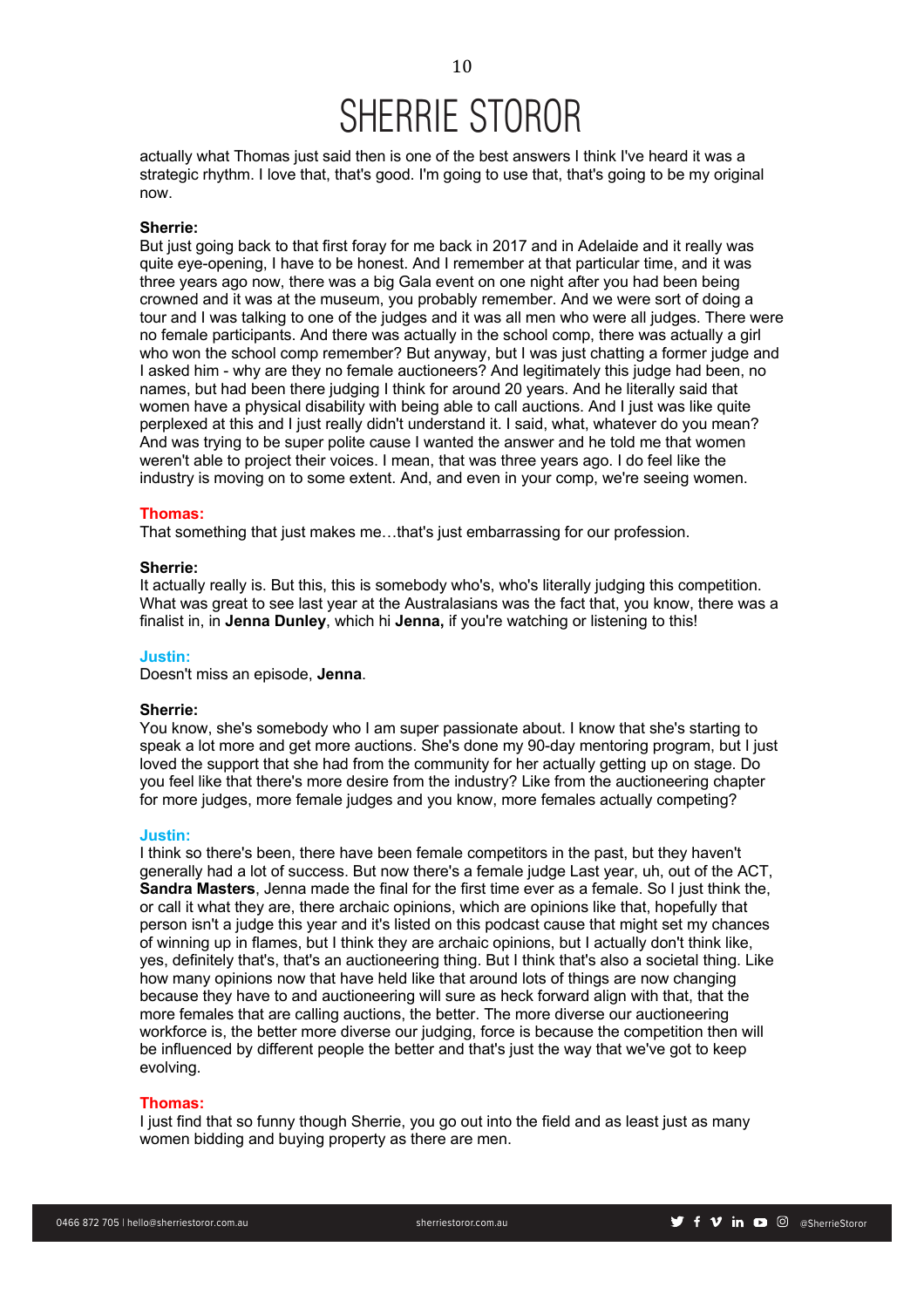actually what Thomas just said then is one of the best answers I think I've heard it was a strategic rhythm. I love that, that's good. I'm going to use that, that's going to be my original now.

**Sherrie:**
But just going back to that first foray for me back in 2017 and in Adelaide and it really was quite eye-opening, I have to be honest. And I remember at that particular time, and it was three years ago now, there was a big Gala event on one night after you had been being crowned and it was at the museum, you probably remember. And we were sort of doing a tour and I was talking to one of the judges and it was all men who were all judges. There were no female participants. And there was actually in the school comp, there was actually a girl who won the school comp remember? But anyway, but I was just chatting a former judge and I asked him - why are they no female auctioneers? And legitimately this judge had been, no names, but had been there judging I think for around 20 years. And he literally said that women have a physical disability with being able to call auctions. And I just was like quite perplexed at this and I just really didn't understand it. I said, what, whatever do you mean? And was trying to be super polite cause I wanted the answer and he told me that women weren't able to project their voices. I mean, that was three years ago. I do feel like the industry is moving on to some extent. And, and even in your comp, we're seeing women.

**Thomas:**
That something that just makes me…that's just embarrassing for our profession.

**Sherrie:**
It actually really is. But this, this is somebody who's, who's literally judging this competition. What was great to see last year at the Australasians was the fact that, you know, there was a finalist in, in **Jenna Dunley**, which hi **Jenna,** if you're watching or listening to this!

**Justin:**
Doesn't miss an episode, **Jenna**.

**Sherrie:**
You know, she's somebody who I am super passionate about. I know that she's starting to speak a lot more and get more auctions. She's done my 90-day mentoring program, but I just loved the support that she had from the community for her actually getting up on stage. Do you feel like that there's more desire from the industry? Like from the auctioneering chapter for more judges, more female judges and you know, more females actually competing?

**Justin:**
I think so there's been, there have been female competitors in the past, but they haven't generally had a lot of success. But now there's a female judge Last year, uh, out of the ACT, **Sandra Masters**, Jenna made the final for the first time ever as a female. So I just think the, or call it what they are, there archaic opinions, which are opinions like that, hopefully that person isn't a judge this year and it's listed on this podcast cause that might set my chances of winning up in flames, but I think they are archaic opinions, but I actually don't think like, yes, definitely that's, that's an auctioneering thing. But I think that's also a societal thing. Like how many opinions now that have held like that around lots of things are now changing because they have to and auctioneering will sure as heck forward align with that, that the more females that are calling auctions, the better. The more diverse our auctioneering workforce is, the better more diverse our judging, force is because the competition then will be influenced by different people the better and that's just the way that we've got to keep evolving.

**Thomas:**
I just find that so funny though Sherrie, you go out into the field and as least just as many women bidding and buying property as there are men.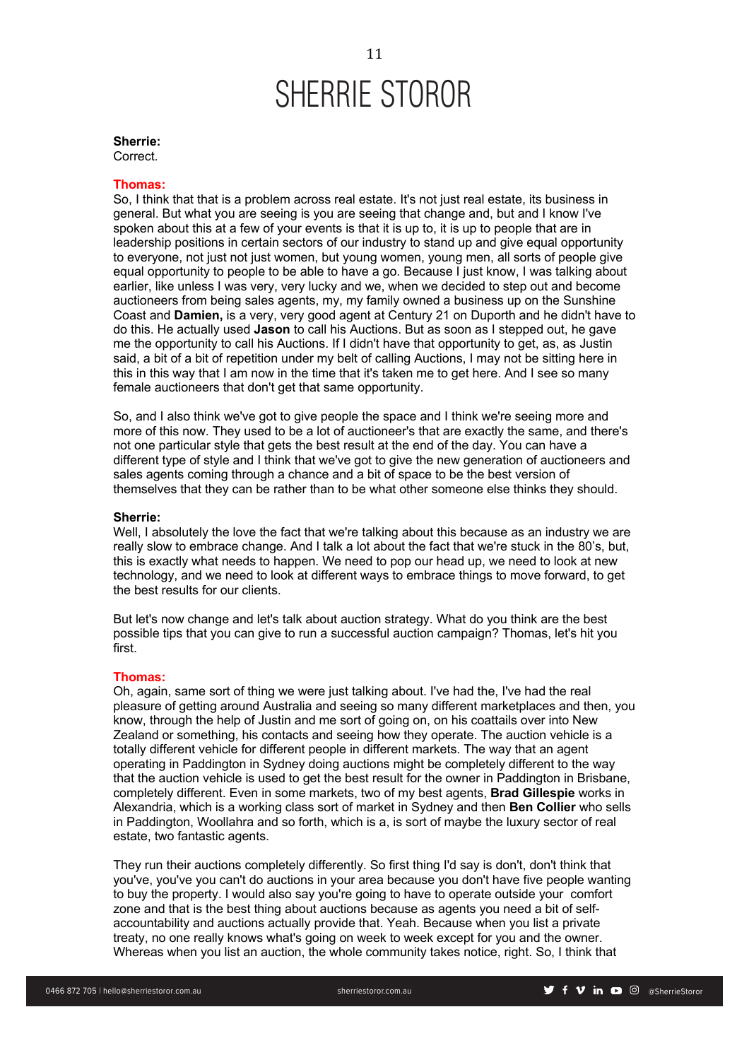**Sherrie:**
Correct.

**Thomas:**
So, I think that that is a problem across real estate. It's not just real estate, its business in general. But what you are seeing is you are seeing that change and, but and I know I've spoken about this at a few of your events is that it is up to, it is up to people that are in leadership positions in certain sectors of our industry to stand up and give equal opportunity to everyone, not just not just women, but young women, young men, all sorts of people give equal opportunity to people to be able to have a go. Because I just know, I was talking about earlier, like unless I was very, very lucky and we, when we decided to step out and become auctioneers from being sales agents, my, my family owned a business up on the Sunshine Coast and **Damien,** is a very, very good agent at Century 21 on Duporth and he didn't have to do this. He actually used **Jason** to call his Auctions. But as soon as I stepped out, he gave me the opportunity to call his Auctions. If I didn't have that opportunity to get, as, as Justin said, a bit of a bit of repetition under my belt of calling Auctions, I may not be sitting here in this in this way that I am now in the time that it's taken me to get here. And I see so many female auctioneers that don't get that same opportunity.

So, and I also think we've got to give people the space and I think we're seeing more and more of this now. They used to be a lot of auctioneer's that are exactly the same, and there's not one particular style that gets the best result at the end of the day. You can have a different type of style and I think that we've got to give the new generation of auctioneers and sales agents coming through a chance and a bit of space to be the best version of themselves that they can be rather than to be what other someone else thinks they should.

**Sherrie:**
Well, I absolutely the love the fact that we're talking about this because as an industry we are really slow to embrace change. And I talk a lot about the fact that we're stuck in the 80's, but, this is exactly what needs to happen. We need to pop our head up, we need to look at new technology, and we need to look at different ways to embrace things to move forward, to get the best results for our clients.

But let's now change and let's talk about auction strategy. What do you think are the best possible tips that you can give to run a successful auction campaign? Thomas, let's hit you first.

**Thomas:**
Oh, again, same sort of thing we were just talking about. I've had the, I've had the real pleasure of getting around Australia and seeing so many different marketplaces and then, you know, through the help of Justin and me sort of going on, on his coattails over into New Zealand or something, his contacts and seeing how they operate. The auction vehicle is a totally different vehicle for different people in different markets. The way that an agent operating in Paddington in Sydney doing auctions might be completely different to the way that the auction vehicle is used to get the best result for the owner in Paddington in Brisbane, completely different. Even in some markets, two of my best agents, **Brad Gillespie** works in Alexandria, which is a working class sort of market in Sydney and then **Ben Collier** who sells in Paddington, Woollahra and so forth, which is a, is sort of maybe the luxury sector of real estate, two fantastic agents.

They run their auctions completely differently. So first thing I'd say is don't, don't think that you've, you've you can't do auctions in your area because you don't have five people wanting to buy the property. I would also say you're going to have to operate outside your comfort zone and that is the best thing about auctions because as agents you need a bit of self-accountability and auctions actually provide that. Yeah. Because when you list a private treaty, no one really knows what's going on week to week except for you and the owner. Whereas when you list an auction, the whole community takes notice, right. So, I think that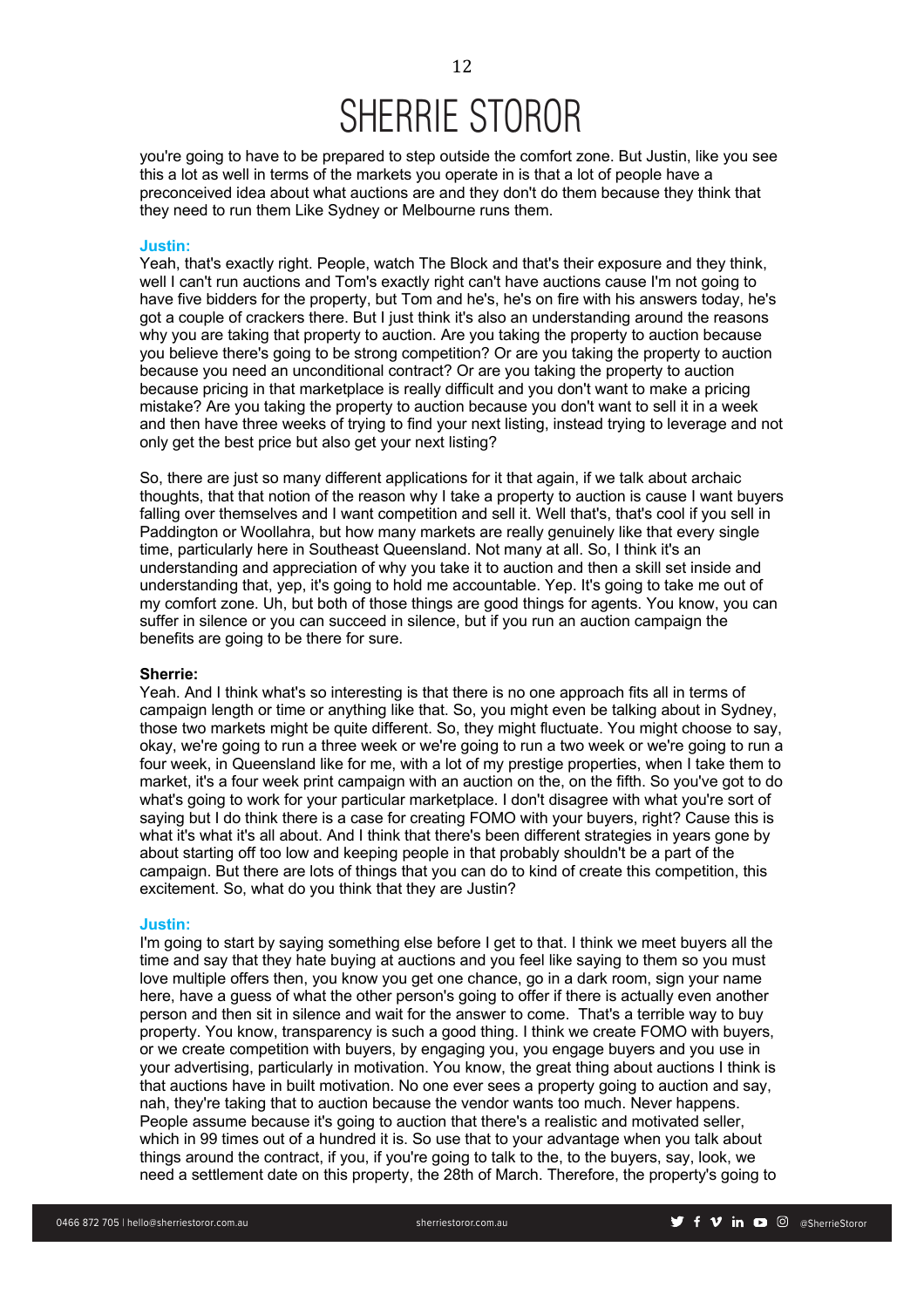you're going to have to be prepared to step outside the comfort zone. But Justin, like you see this a lot as well in terms of the markets you operate in is that a lot of people have a preconceived idea about what auctions are and they don't do them because they think that they need to run them Like Sydney or Melbourne runs them.

**Justin:**
Yeah, that's exactly right. People, watch The Block and that's their exposure and they think, well I can't run auctions and Tom's exactly right can't have auctions cause I'm not going to have five bidders for the property, but Tom and he's, he's on fire with his answers today, he's got a couple of crackers there. But I just think it's also an understanding around the reasons why you are taking that property to auction. Are you taking the property to auction because you believe there's going to be strong competition? Or are you taking the property to auction because you need an unconditional contract? Or are you taking the property to auction because pricing in that marketplace is really difficult and you don't want to make a pricing mistake? Are you taking the property to auction because you don't want to sell it in a week and then have three weeks of trying to find your next listing, instead trying to leverage and not only get the best price but also get your next listing?

So, there are just so many different applications for it that again, if we talk about archaic thoughts, that that notion of the reason why I take a property to auction is cause I want buyers falling over themselves and I want competition and sell it. Well that's, that's cool if you sell in Paddington or Woollahra, but how many markets are really genuinely like that every single time, particularly here in Southeast Queensland. Not many at all. So, I think it's an understanding and appreciation of why you take it to auction and then a skill set inside and understanding that, yep, it's going to hold me accountable. Yep. It's going to take me out of my comfort zone. Uh, but both of those things are good things for agents. You know, you can suffer in silence or you can succeed in silence, but if you run an auction campaign the benefits are going to be there for sure.

**Sherrie:**
Yeah. And I think what's so interesting is that there is no one approach fits all in terms of campaign length or time or anything like that. So, you might even be talking about in Sydney, those two markets might be quite different. So, they might fluctuate. You might choose to say, okay, we're going to run a three week or we're going to run a two week or we're going to run a four week, in Queensland like for me, with a lot of my prestige properties, when I take them to market, it's a four week print campaign with an auction on the, on the fifth. So you've got to do what's going to work for your particular marketplace. I don't disagree with what you're sort of saying but I do think there is a case for creating FOMO with your buyers, right? Cause this is what it's what it's all about. And I think that there's been different strategies in years gone by about starting off too low and keeping people in that probably shouldn't be a part of the campaign. But there are lots of things that you can do to kind of create this competition, this excitement. So, what do you think that they are Justin?

**Justin:**
I'm going to start by saying something else before I get to that. I think we meet buyers all the time and say that they hate buying at auctions and you feel like saying to them so you must love multiple offers then, you know you get one chance, go in a dark room, sign your name here, have a guess of what the other person's going to offer if there is actually even another person and then sit in silence and wait for the answer to come. That's a terrible way to buy property. You know, transparency is such a good thing. I think we create FOMO with buyers, or we create competition with buyers, by engaging you, you engage buyers and you use in your advertising, particularly in motivation. You know, the great thing about auctions I think is that auctions have in built motivation. No one ever sees a property going to auction and say, nah, they're taking that to auction because the vendor wants too much. Never happens. People assume because it's going to auction that there's a realistic and motivated seller, which in 99 times out of a hundred it is. So use that to your advantage when you talk about things around the contract, if you, if you're going to talk to the, to the buyers, say, look, we need a settlement date on this property, the 28th of March. Therefore, the property's going to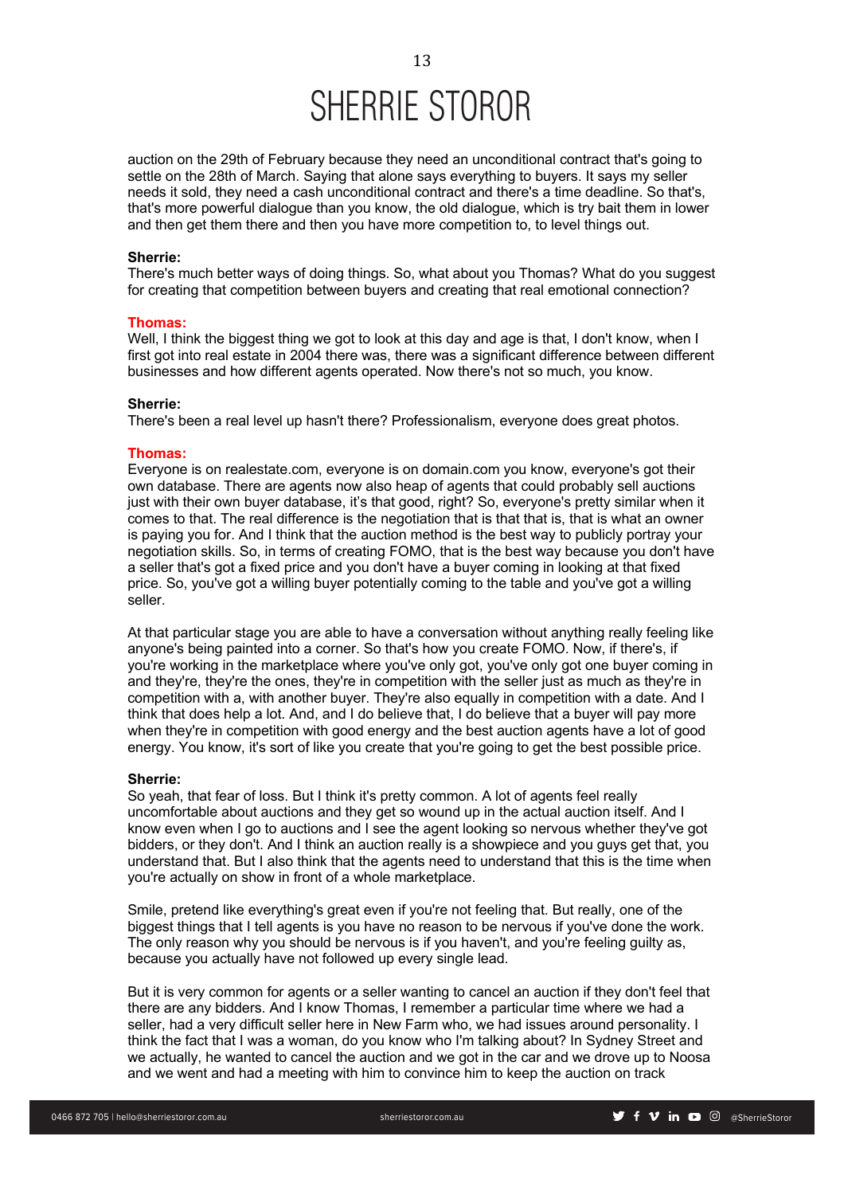auction on the 29th of February because they need an unconditional contract that's going to settle on the 28th of March. Saying that alone says everything to buyers. It says my seller needs it sold, they need a cash unconditional contract and there's a time deadline. So that's, that's more powerful dialogue than you know, the old dialogue, which is try bait them in lower and then get them there and then you have more competition to, to level things out.

**Sherrie:**
There's much better ways of doing things. So, what about you Thomas? What do you suggest for creating that competition between buyers and creating that real emotional connection?

**Thomas:**
Well, I think the biggest thing we got to look at this day and age is that, I don't know, when I first got into real estate in 2004 there was, there was a significant difference between different businesses and how different agents operated. Now there's not so much, you know.

**Sherrie:**
There's been a real level up hasn't there? Professionalism, everyone does great photos.

**Thomas:**
Everyone is on realestate.com, everyone is on domain.com you know, everyone's got their own database. There are agents now also heap of agents that could probably sell auctions just with their own buyer database, it's that good, right? So, everyone's pretty similar when it comes to that. The real difference is the negotiation that is that that is, that is what an owner is paying you for. And I think that the auction method is the best way to publicly portray your negotiation skills. So, in terms of creating FOMO, that is the best way because you don't have a seller that's got a fixed price and you don't have a buyer coming in looking at that fixed price. So, you've got a willing buyer potentially coming to the table and you've got a willing seller.

At that particular stage you are able to have a conversation without anything really feeling like anyone's being painted into a corner. So that's how you create FOMO. Now, if there's, if you're working in the marketplace where you've only got, you've only got one buyer coming in and they're, they're the ones, they're in competition with the seller just as much as they're in competition with a, with another buyer. They're also equally in competition with a date. And I think that does help a lot. And, and I do believe that, I do believe that a buyer will pay more when they're in competition with good energy and the best auction agents have a lot of good energy. You know, it's sort of like you create that you're going to get the best possible price.

**Sherrie:**
So yeah, that fear of loss. But I think it's pretty common. A lot of agents feel really uncomfortable about auctions and they get so wound up in the actual auction itself. And I know even when I go to auctions and I see the agent looking so nervous whether they've got bidders, or they don't. And I think an auction really is a showpiece and you guys get that, you understand that. But I also think that the agents need to understand that this is the time when you're actually on show in front of a whole marketplace.

Smile, pretend like everything's great even if you're not feeling that. But really, one of the biggest things that I tell agents is you have no reason to be nervous if you've done the work. The only reason why you should be nervous is if you haven't, and you're feeling guilty as, because you actually have not followed up every single lead.

But it is very common for agents or a seller wanting to cancel an auction if they don't feel that there are any bidders. And I know Thomas, I remember a particular time where we had a seller, had a very difficult seller here in New Farm who, we had issues around personality. I think the fact that I was a woman, do you know who I'm talking about? In Sydney Street and we actually, he wanted to cancel the auction and we got in the car and we drove up to Noosa and we went and had a meeting with him to convince him to keep the auction on track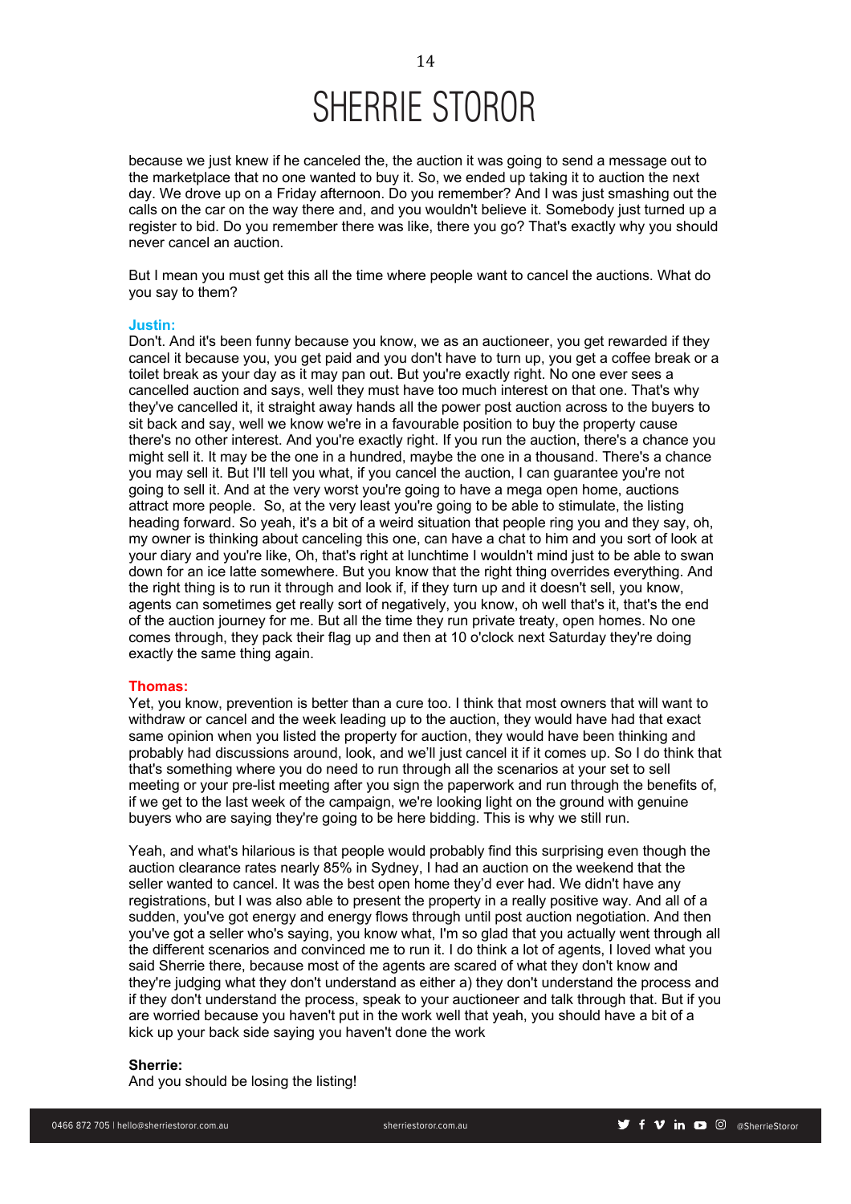because we just knew if he canceled the, the auction it was going to send a message out to the marketplace that no one wanted to buy it. So, we ended up taking it to auction the next day. We drove up on a Friday afternoon. Do you remember? And I was just smashing out the calls on the car on the way there and, and you wouldn't believe it. Somebody just turned up a register to bid. Do you remember there was like, there you go? That's exactly why you should never cancel an auction.

But I mean you must get this all the time where people want to cancel the auctions. What do you say to them?

**Justin:**
Don't. And it's been funny because you know, we as an auctioneer, you get rewarded if they cancel it because you, you get paid and you don't have to turn up, you get a coffee break or a toilet break as your day as it may pan out. But you're exactly right. No one ever sees a cancelled auction and says, well they must have too much interest on that one. That's why they've cancelled it, it straight away hands all the power post auction across to the buyers to sit back and say, well we know we're in a favourable position to buy the property cause there's no other interest. And you're exactly right. If you run the auction, there's a chance you might sell it. It may be the one in a hundred, maybe the one in a thousand. There's a chance you may sell it. But I'll tell you what, if you cancel the auction, I can guarantee you're not going to sell it. And at the very worst you're going to have a mega open home, auctions attract more people. So, at the very least you're going to be able to stimulate, the listing heading forward. So yeah, it's a bit of a weird situation that people ring you and they say, oh, my owner is thinking about canceling this one, can have a chat to him and you sort of look at your diary and you're like, Oh, that's right at lunchtime I wouldn't mind just to be able to swan down for an ice latte somewhere. But you know that the right thing overrides everything. And the right thing is to run it through and look if, if they turn up and it doesn't sell, you know, agents can sometimes get really sort of negatively, you know, oh well that's it, that's the end of the auction journey for me. But all the time they run private treaty, open homes. No one comes through, they pack their flag up and then at 10 o'clock next Saturday they're doing exactly the same thing again.

**Thomas:**
Yet, you know, prevention is better than a cure too. I think that most owners that will want to withdraw or cancel and the week leading up to the auction, they would have had that exact same opinion when you listed the property for auction, they would have been thinking and probably had discussions around, look, and we'll just cancel it if it comes up. So I do think that that's something where you do need to run through all the scenarios at your set to sell meeting or your pre-list meeting after you sign the paperwork and run through the benefits of, if we get to the last week of the campaign, we're looking light on the ground with genuine buyers who are saying they're going to be here bidding. This is why we still run.

Yeah, and what's hilarious is that people would probably find this surprising even though the auction clearance rates nearly 85% in Sydney, I had an auction on the weekend that the seller wanted to cancel. It was the best open home they'd ever had. We didn't have any registrations, but I was also able to present the property in a really positive way. And all of a sudden, you've got energy and energy flows through until post auction negotiation. And then you've got a seller who's saying, you know what, I'm so glad that you actually went through all the different scenarios and convinced me to run it. I do think a lot of agents, I loved what you said Sherrie there, because most of the agents are scared of what they don't know and they're judging what they don't understand as either a) they don't understand the process and if they don't understand the process, speak to your auctioneer and talk through that. But if you are worried because you haven't put in the work well that yeah, you should have a bit of a kick up your back side saying you haven't done the work

**Sherrie:**
And you should be losing the listing!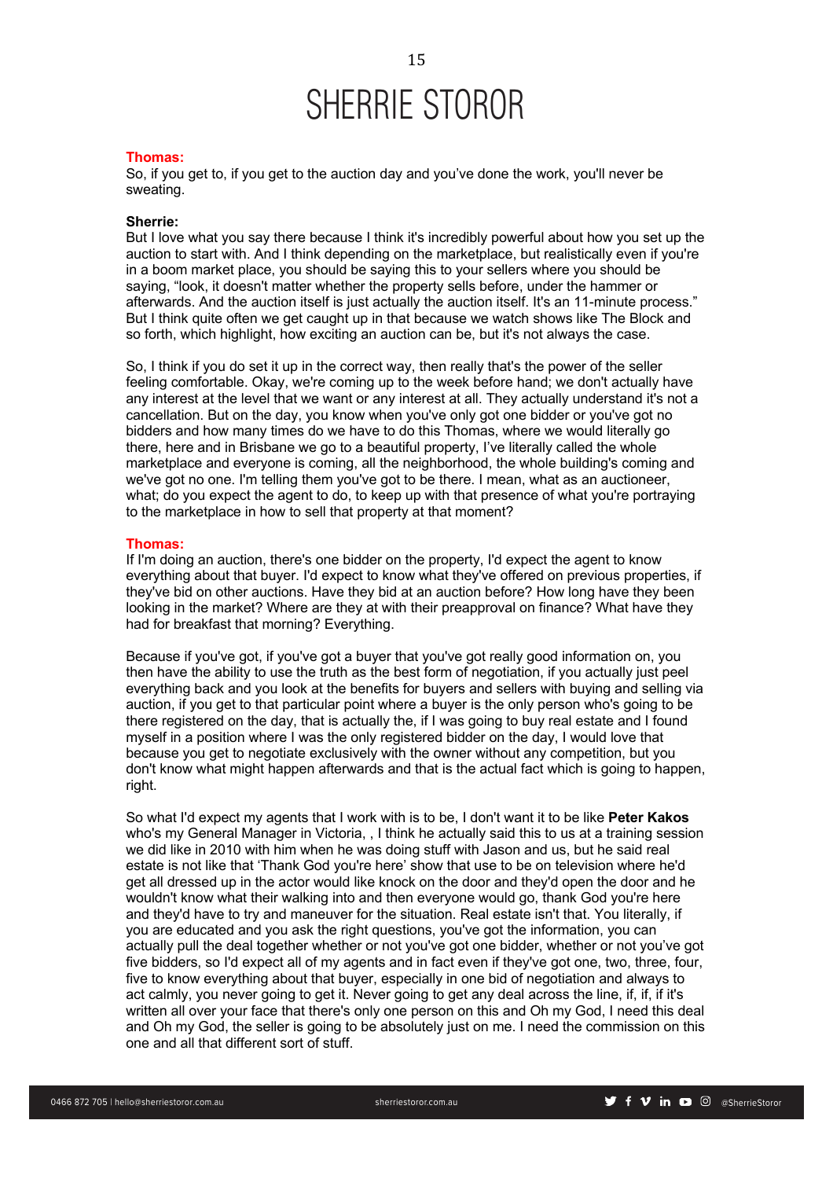**Thomas:**
So, if you get to, if you get to the auction day and you've done the work, you'll never be sweating.

**Sherrie:**
But I love what you say there because I think it's incredibly powerful about how you set up the auction to start with. And I think depending on the marketplace, but realistically even if you're in a boom market place, you should be saying this to your sellers where you should be saying, "look, it doesn't matter whether the property sells before, under the hammer or afterwards. And the auction itself is just actually the auction itself. It's an 11-minute process." But I think quite often we get caught up in that because we watch shows like The Block and so forth, which highlight, how exciting an auction can be, but it's not always the case.

So, I think if you do set it up in the correct way, then really that's the power of the seller feeling comfortable. Okay, we're coming up to the week before hand; we don't actually have any interest at the level that we want or any interest at all. They actually understand it's not a cancellation. But on the day, you know when you've only got one bidder or you've got no bidders and how many times do we have to do this Thomas, where we would literally go there, here and in Brisbane we go to a beautiful property, I've literally called the whole marketplace and everyone is coming, all the neighborhood, the whole building's coming and we've got no one. I'm telling them you've got to be there. I mean, what as an auctioneer, what; do you expect the agent to do, to keep up with that presence of what you're portraying to the marketplace in how to sell that property at that moment?

**Thomas:**
If I'm doing an auction, there's one bidder on the property, I'd expect the agent to know everything about that buyer. I'd expect to know what they've offered on previous properties, if they've bid on other auctions. Have they bid at an auction before? How long have they been looking in the market? Where are they at with their preapproval on finance? What have they had for breakfast that morning? Everything.

Because if you've got, if you've got a buyer that you've got really good information on, you then have the ability to use the truth as the best form of negotiation, if you actually just peel everything back and you look at the benefits for buyers and sellers with buying and selling via auction, if you get to that particular point where a buyer is the only person who's going to be there registered on the day, that is actually the, if I was going to buy real estate and I found myself in a position where I was the only registered bidder on the day, I would love that because you get to negotiate exclusively with the owner without any competition, but you don't know what might happen afterwards and that is the actual fact which is going to happen, right.

So what I'd expect my agents that I work with is to be, I don't want it to be like **Peter Kakos** who's my General Manager in Victoria, , I think he actually said this to us at a training session we did like in 2010 with him when he was doing stuff with Jason and us, but he said real estate is not like that 'Thank God you're here' show that use to be on television where he'd get all dressed up in the actor would like knock on the door and they'd open the door and he wouldn't know what their walking into and then everyone would go, thank God you're here and they'd have to try and maneuver for the situation. Real estate isn't that. You literally, if you are educated and you ask the right questions, you've got the information, you can actually pull the deal together whether or not you've got one bidder, whether or not you've got five bidders, so I'd expect all of my agents and in fact even if they've got one, two, three, four, five to know everything about that buyer, especially in one bid of negotiation and always to act calmly, you never going to get it. Never going to get any deal across the line, if, if, if it's written all over your face that there's only one person on this and Oh my God, I need this deal and Oh my God, the seller is going to be absolutely just on me. I need the commission on this one and all that different sort of stuff.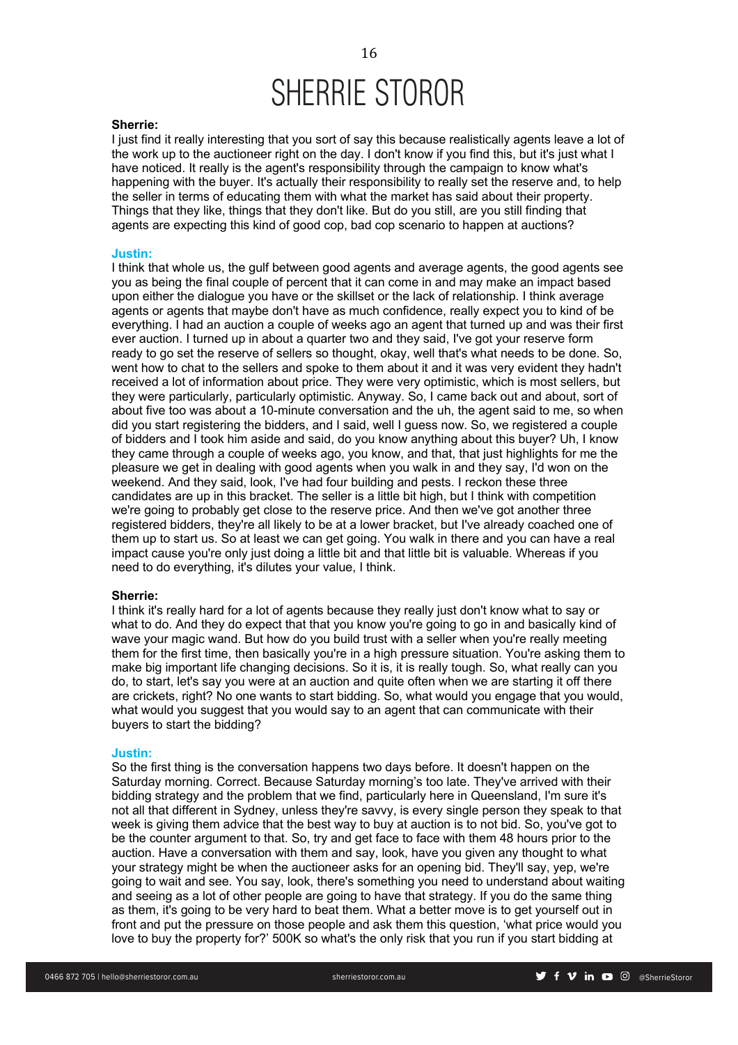**Sherrie:**
I just find it really interesting that you sort of say this because realistically agents leave a lot of the work up to the auctioneer right on the day. I don't know if you find this, but it's just what I have noticed. It really is the agent's responsibility through the campaign to know what's happening with the buyer. It's actually their responsibility to really set the reserve and, to help the seller in terms of educating them with what the market has said about their property. Things that they like, things that they don't like. But do you still, are you still finding that agents are expecting this kind of good cop, bad cop scenario to happen at auctions?

**Justin:**
I think that whole us, the gulf between good agents and average agents, the good agents see you as being the final couple of percent that it can come in and may make an impact based upon either the dialogue you have or the skillset or the lack of relationship. I think average agents or agents that maybe don't have as much confidence, really expect you to kind of be everything. I had an auction a couple of weeks ago an agent that turned up and was their first ever auction. I turned up in about a quarter two and they said, I've got your reserve form ready to go set the reserve of sellers so thought, okay, well that's what needs to be done. So, went how to chat to the sellers and spoke to them about it and it was very evident they hadn't received a lot of information about price. They were very optimistic, which is most sellers, but they were particularly, particularly optimistic. Anyway. So, I came back out and about, sort of about five too was about a 10-minute conversation and the uh, the agent said to me, so when did you start registering the bidders, and I said, well I guess now. So, we registered a couple of bidders and I took him aside and said, do you know anything about this buyer? Uh, I know they came through a couple of weeks ago, you know, and that, that just highlights for me the pleasure we get in dealing with good agents when you walk in and they say, I'd won on the weekend. And they said, look, I've had four building and pests. I reckon these three candidates are up in this bracket. The seller is a little bit high, but I think with competition we're going to probably get close to the reserve price. And then we've got another three registered bidders, they're all likely to be at a lower bracket, but I've already coached one of them up to start us. So at least we can get going. You walk in there and you can have a real impact cause you're only just doing a little bit and that little bit is valuable. Whereas if you need to do everything, it's dilutes your value, I think.

**Sherrie:**
I think it's really hard for a lot of agents because they really just don't know what to say or what to do. And they do expect that that you know you're going to go in and basically kind of wave your magic wand. But how do you build trust with a seller when you're really meeting them for the first time, then basically you're in a high pressure situation. You're asking them to make big important life changing decisions. So it is, it is really tough. So, what really can you do, to start, let's say you were at an auction and quite often when we are starting it off there are crickets, right? No one wants to start bidding. So, what would you engage that you would, what would you suggest that you would say to an agent that can communicate with their buyers to start the bidding?

**Justin:**
So the first thing is the conversation happens two days before. It doesn't happen on the Saturday morning. Correct. Because Saturday morning's too late. They've arrived with their bidding strategy and the problem that we find, particularly here in Queensland, I'm sure it's not all that different in Sydney, unless they're savvy, is every single person they speak to that week is giving them advice that the best way to buy at auction is to not bid. So, you've got to be the counter argument to that. So, try and get face to face with them 48 hours prior to the auction. Have a conversation with them and say, look, have you given any thought to what your strategy might be when the auctioneer asks for an opening bid. They'll say, yep, we're going to wait and see. You say, look, there's something you need to understand about waiting and seeing as a lot of other people are going to have that strategy. If you do the same thing as them, it's going to be very hard to beat them. What a better move is to get yourself out in front and put the pressure on those people and ask them this question, 'what price would you love to buy the property for?' 500K so what's the only risk that you run if you start bidding at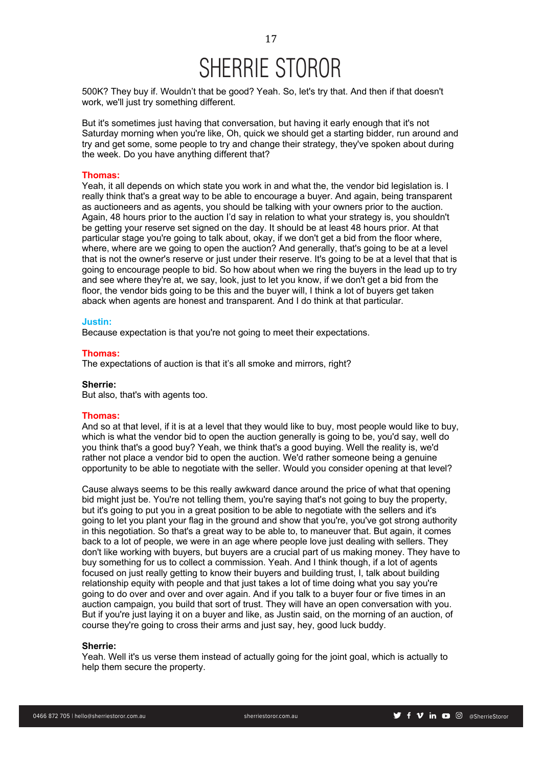500K? They buy if. Wouldn't that be good? Yeah. So, let's try that. And then if that doesn't work, we'll just try something different.

But it's sometimes just having that conversation, but having it early enough that it's not Saturday morning when you're like, Oh, quick we should get a starting bidder, run around and try and get some, some people to try and change their strategy, they've spoken about during the week. Do you have anything different that?

**Thomas:**
Yeah, it all depends on which state you work in and what the, the vendor bid legislation is. I really think that's a great way to be able to encourage a buyer. And again, being transparent as auctioneers and as agents, you should be talking with your owners prior to the auction. Again, 48 hours prior to the auction I'd say in relation to what your strategy is, you shouldn't be getting your reserve set signed on the day. It should be at least 48 hours prior. At that particular stage you're going to talk about, okay, if we don't get a bid from the floor where, where, where are we going to open the auction? And generally, that's going to be at a level that is not the owner's reserve or just under their reserve. It's going to be at a level that that is going to encourage people to bid. So how about when we ring the buyers in the lead up to try and see where they're at, we say, look, just to let you know, if we don't get a bid from the floor, the vendor bids going to be this and the buyer will, I think a lot of buyers get taken aback when agents are honest and transparent. And I do think at that particular.

**Justin:**
Because expectation is that you're not going to meet their expectations.

**Thomas:**
The expectations of auction is that it's all smoke and mirrors, right?

**Sherrie:**
But also, that's with agents too.

**Thomas:**
And so at that level, if it is at a level that they would like to buy, most people would like to buy, which is what the vendor bid to open the auction generally is going to be, you'd say, well do you think that's a good buy? Yeah, we think that's a good buying. Well the reality is, we'd rather not place a vendor bid to open the auction. We'd rather someone being a genuine opportunity to be able to negotiate with the seller. Would you consider opening at that level?

Cause always seems to be this really awkward dance around the price of what that opening bid might just be. You're not telling them, you're saying that's not going to buy the property, but it's going to put you in a great position to be able to negotiate with the sellers and it's going to let you plant your flag in the ground and show that you're, you've got strong authority in this negotiation. So that's a great way to be able to, to maneuver that. But again, it comes back to a lot of people, we were in an age where people love just dealing with sellers. They don't like working with buyers, but buyers are a crucial part of us making money. They have to buy something for us to collect a commission. Yeah. And I think though, if a lot of agents focused on just really getting to know their buyers and building trust, I, talk about building relationship equity with people and that just takes a lot of time doing what you say you're going to do over and over and over again. And if you talk to a buyer four or five times in an auction campaign, you build that sort of trust. They will have an open conversation with you. But if you're just laying it on a buyer and like, as Justin said, on the morning of an auction, of course they're going to cross their arms and just say, hey, good luck buddy.

**Sherrie:**
Yeah. Well it's us verse them instead of actually going for the joint goal, which is actually to help them secure the property.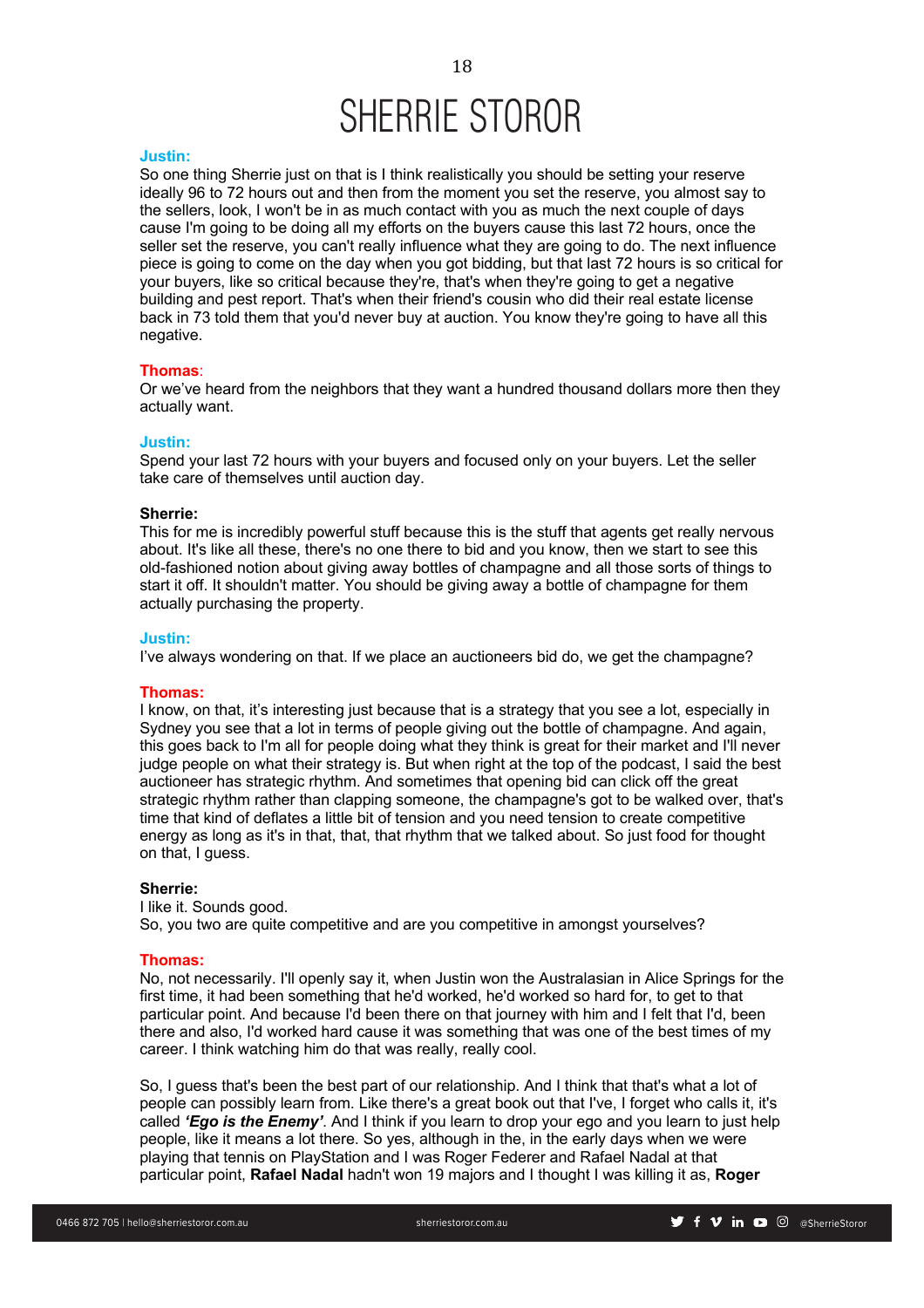**Justin:**
So one thing Sherrie just on that is I think realistically you should be setting your reserve ideally 96 to 72 hours out and then from the moment you set the reserve, you almost say to the sellers, look, I won't be in as much contact with you as much the next couple of days cause I'm going to be doing all my efforts on the buyers cause this last 72 hours, once the seller set the reserve, you can't really influence what they are going to do. The next influence piece is going to come on the day when you got bidding, but that last 72 hours is so critical for your buyers, like so critical because they're, that's when they're going to get a negative building and pest report. That's when their friend's cousin who did their real estate license back in 73 told them that you'd never buy at auction. You know they're going to have all this negative.

**Thomas**:
Or we've heard from the neighbors that they want a hundred thousand dollars more then they actually want.

**Justin:**
Spend your last 72 hours with your buyers and focused only on your buyers. Let the seller take care of themselves until auction day.

**Sherrie:**
This for me is incredibly powerful stuff because this is the stuff that agents get really nervous about. It's like all these, there's no one there to bid and you know, then we start to see this old-fashioned notion about giving away bottles of champagne and all those sorts of things to start it off. It shouldn't matter. You should be giving away a bottle of champagne for them actually purchasing the property.

**Justin:**
I've always wondering on that. If we place an auctioneers bid do, we get the champagne?

**Thomas:**
I know, on that, it's interesting just because that is a strategy that you see a lot, especially in Sydney you see that a lot in terms of people giving out the bottle of champagne. And again, this goes back to I'm all for people doing what they think is great for their market and I'll never judge people on what their strategy is. But when right at the top of the podcast, I said the best auctioneer has strategic rhythm. And sometimes that opening bid can click off the great strategic rhythm rather than clapping someone, the champagne's got to be walked over, that's time that kind of deflates a little bit of tension and you need tension to create competitive energy as long as it's in that, that, that rhythm that we talked about. So just food for thought on that, I guess.

**Sherrie:**
I like it. Sounds good.
So, you two are quite competitive and are you competitive in amongst yourselves?

**Thomas:**
No, not necessarily. I'll openly say it, when Justin won the Australasian in Alice Springs for the first time, it had been something that he'd worked, he'd worked so hard for, to get to that particular point. And because I'd been there on that journey with him and I felt that I'd, been there and also, I'd worked hard cause it was something that was one of the best times of my career. I think watching him do that was really, really cool.

So, I guess that's been the best part of our relationship. And I think that that's what a lot of people can possibly learn from. Like there's a great book out that I've, I forget who calls it, it's called ***'Ego is the Enemy'***. And I think if you learn to drop your ego and you learn to just help people, like it means a lot there. So yes, although in the, in the early days when we were playing that tennis on PlayStation and I was Roger Federer and Rafael Nadal at that particular point, **Rafael Nadal** hadn't won 19 majors and I thought I was killing it as, **Roger**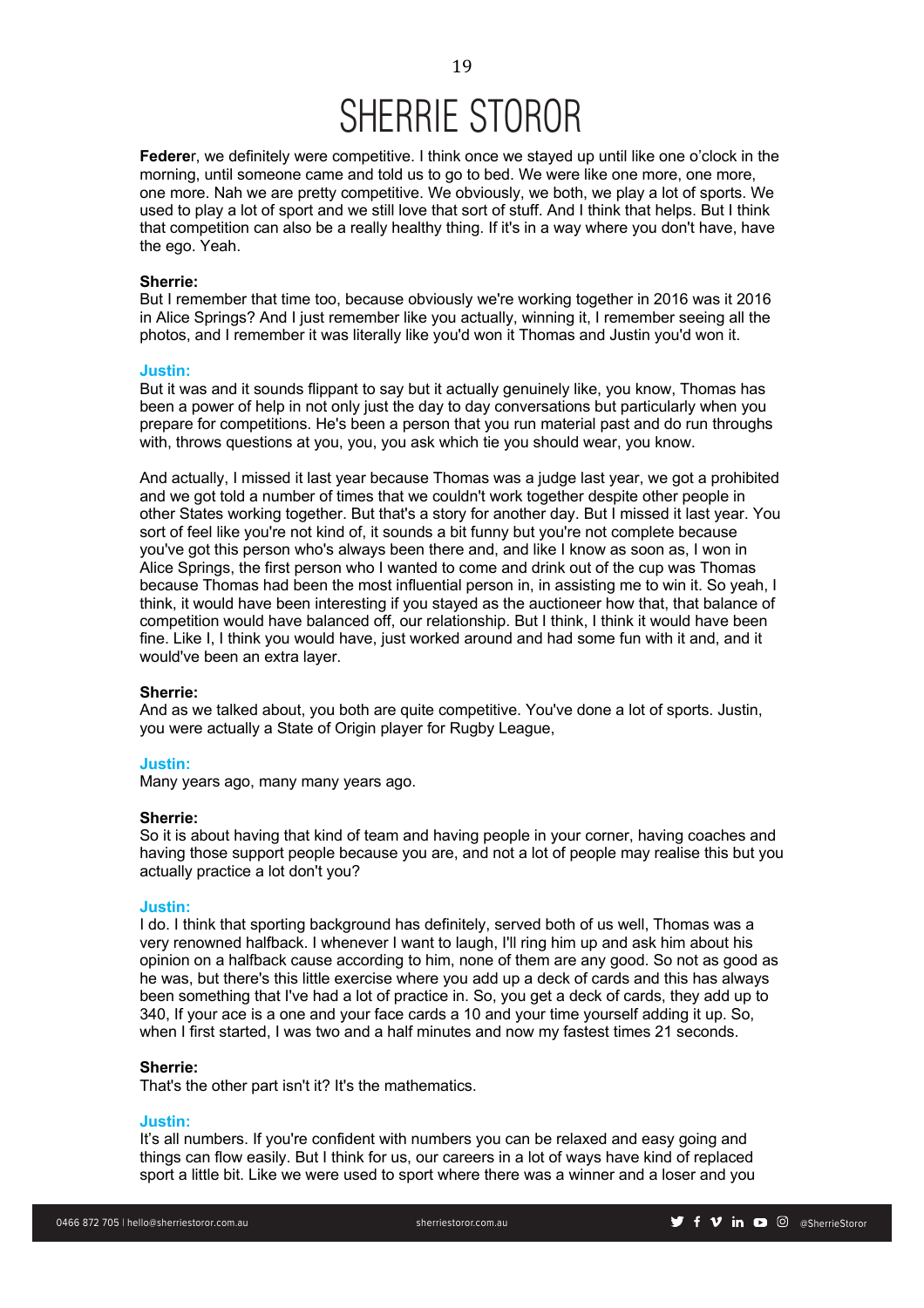**Federe**r, we definitely were competitive. I think once we stayed up until like one o'clock in the morning, until someone came and told us to go to bed. We were like one more, one more, one more. Nah we are pretty competitive. We obviously, we both, we play a lot of sports. We used to play a lot of sport and we still love that sort of stuff. And I think that helps. But I think that competition can also be a really healthy thing. If it's in a way where you don't have, have the ego. Yeah.

**Sherrie:**
But I remember that time too, because obviously we're working together in 2016 was it 2016 in Alice Springs? And I just remember like you actually, winning it, I remember seeing all the photos, and I remember it was literally like you'd won it Thomas and Justin you'd won it.

**Justin:**
But it was and it sounds flippant to say but it actually genuinely like, you know, Thomas has been a power of help in not only just the day to day conversations but particularly when you prepare for competitions. He's been a person that you run material past and do run throughs with, throws questions at you, you, you ask which tie you should wear, you know.

And actually, I missed it last year because Thomas was a judge last year, we got a prohibited and we got told a number of times that we couldn't work together despite other people in other States working together. But that's a story for another day. But I missed it last year. You sort of feel like you're not kind of, it sounds a bit funny but you're not complete because you've got this person who's always been there and, and like I know as soon as, I won in Alice Springs, the first person who I wanted to come and drink out of the cup was Thomas because Thomas had been the most influential person in, in assisting me to win it. So yeah, I think, it would have been interesting if you stayed as the auctioneer how that, that balance of competition would have balanced off, our relationship. But I think, I think it would have been fine. Like I, I think you would have, just worked around and had some fun with it and, and it would've been an extra layer.

**Sherrie:**
And as we talked about, you both are quite competitive. You've done a lot of sports. Justin, you were actually a State of Origin player for Rugby League,

**Justin:**
Many years ago, many many years ago.

**Sherrie:**
So it is about having that kind of team and having people in your corner, having coaches and having those support people because you are, and not a lot of people may realise this but you actually practice a lot don't you?

**Justin:**
I do. I think that sporting background has definitely, served both of us well, Thomas was a very renowned halfback. I whenever I want to laugh, I'll ring him up and ask him about his opinion on a halfback cause according to him, none of them are any good. So not as good as he was, but there's this little exercise where you add up a deck of cards and this has always been something that I've had a lot of practice in. So, you get a deck of cards, they add up to 340, If your ace is a one and your face cards a 10 and your time yourself adding it up. So, when I first started, I was two and a half minutes and now my fastest times 21 seconds.

**Sherrie:**
That's the other part isn't it? It's the mathematics.

**Justin:**
It's all numbers. If you're confident with numbers you can be relaxed and easy going and things can flow easily. But I think for us, our careers in a lot of ways have kind of replaced sport a little bit. Like we were used to sport where there was a winner and a loser and you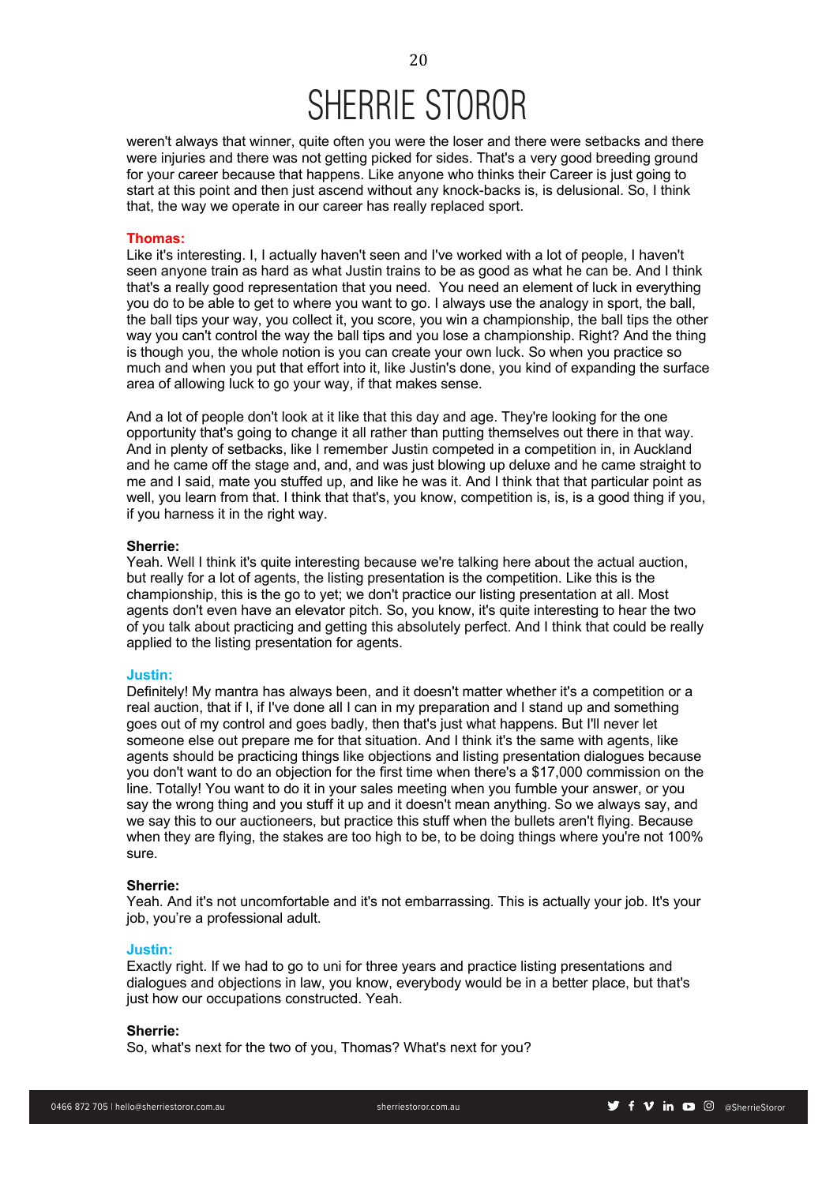weren't always that winner, quite often you were the loser and there were setbacks and there were injuries and there was not getting picked for sides. That's a very good breeding ground for your career because that happens. Like anyone who thinks their Career is just going to start at this point and then just ascend without any knock-backs is, is delusional. So, I think that, the way we operate in our career has really replaced sport.

**Thomas:**

Like it's interesting. I, I actually haven't seen and I've worked with a lot of people, I haven't seen anyone train as hard as what Justin trains to be as good as what he can be. And I think that's a really good representation that you need. You need an element of luck in everything you do to be able to get to where you want to go. I always use the analogy in sport, the ball, the ball tips your way, you collect it, you score, you win a championship, the ball tips the other way you can't control the way the ball tips and you lose a championship. Right? And the thing is though you, the whole notion is you can create your own luck. So when you practice so much and when you put that effort into it, like Justin's done, you kind of expanding the surface area of allowing luck to go your way, if that makes sense.

And a lot of people don't look at it like that this day and age. They're looking for the one opportunity that's going to change it all rather than putting themselves out there in that way. And in plenty of setbacks, like I remember Justin competed in a competition in, in Auckland and he came off the stage and, and, and was just blowing up deluxe and he came straight to me and I said, mate you stuffed up, and like he was it. And I think that that particular point as well, you learn from that. I think that that's, you know, competition is, is, is a good thing if you, if you harness it in the right way.

**Sherrie:**

Yeah. Well I think it's quite interesting because we're talking here about the actual auction, but really for a lot of agents, the listing presentation is the competition. Like this is the championship, this is the go to yet; we don't practice our listing presentation at all. Most agents don't even have an elevator pitch. So, you know, it's quite interesting to hear the two of you talk about practicing and getting this absolutely perfect. And I think that could be really applied to the listing presentation for agents.

**Justin:**

Definitely! My mantra has always been, and it doesn't matter whether it's a competition or a real auction, that if I, if I've done all I can in my preparation and I stand up and something goes out of my control and goes badly, then that's just what happens. But I'll never let someone else out prepare me for that situation. And I think it's the same with agents, like agents should be practicing things like objections and listing presentation dialogues because you don't want to do an objection for the first time when there's a $17,000 commission on the line. Totally! You want to do it in your sales meeting when you fumble your answer, or you say the wrong thing and you stuff it up and it doesn't mean anything. So we always say, and we say this to our auctioneers, but practice this stuff when the bullets aren't flying. Because when they are flying, the stakes are too high to be, to be doing things where you're not 100% sure.

**Sherrie:**

Yeah. And it's not uncomfortable and it's not embarrassing. This is actually your job. It's your job, you're a professional adult.

**Justin:**

Exactly right. If we had to go to uni for three years and practice listing presentations and dialogues and objections in law, you know, everybody would be in a better place, but that's just how our occupations constructed. Yeah.

**Sherrie:**

So, what's next for the two of you, Thomas? What's next for you?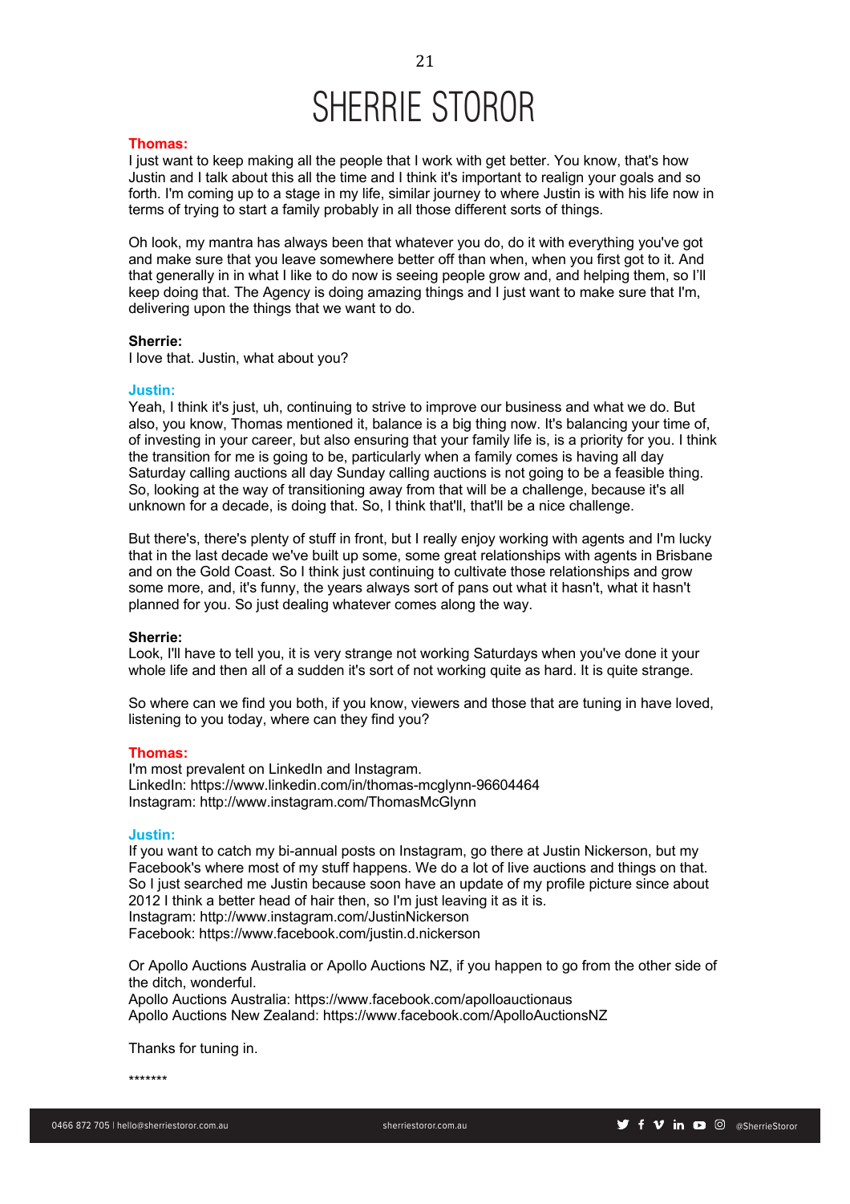**Thomas:**
I just want to keep making all the people that I work with get better. You know, that's how Justin and I talk about this all the time and I think it's important to realign your goals and so forth. I'm coming up to a stage in my life, similar journey to where Justin is with his life now in terms of trying to start a family probably in all those different sorts of things.

Oh look, my mantra has always been that whatever you do, do it with everything you've got and make sure that you leave somewhere better off than when, when you first got to it. And that generally in in what I like to do now is seeing people grow and, and helping them, so I'll keep doing that. The Agency is doing amazing things and I just want to make sure that I'm, delivering upon the things that we want to do.

**Sherrie:**
I love that. Justin, what about you?

**Justin:**
Yeah, I think it's just, uh, continuing to strive to improve our business and what we do. But also, you know, Thomas mentioned it, balance is a big thing now. It's balancing your time of, of investing in your career, but also ensuring that your family life is, is a priority for you. I think the transition for me is going to be, particularly when a family comes is having all day Saturday calling auctions all day Sunday calling auctions is not going to be a feasible thing. So, looking at the way of transitioning away from that will be a challenge, because it's all unknown for a decade, is doing that. So, I think that'll, that'll be a nice challenge.

But there's, there's plenty of stuff in front, but I really enjoy working with agents and I'm lucky that in the last decade we've built up some, some great relationships with agents in Brisbane and on the Gold Coast. So I think just continuing to cultivate those relationships and grow some more, and, it's funny, the years always sort of pans out what it hasn't, what it hasn't planned for you. So just dealing whatever comes along the way.

**Sherrie:**
Look, I'll have to tell you, it is very strange not working Saturdays when you've done it your whole life and then all of a sudden it's sort of not working quite as hard. It is quite strange.

So where can we find you both, if you know, viewers and those that are tuning in have loved, listening to you today, where can they find you?

**Thomas:**
I'm most prevalent on LinkedIn and Instagram.
LinkedIn: https://www.linkedin.com/in/thomas-mcglynn-96604464
Instagram: http://www.instagram.com/ThomasMcGlynn

**Justin:**
If you want to catch my bi-annual posts on Instagram, go there at Justin Nickerson, but my Facebook's where most of my stuff happens. We do a lot of live auctions and things on that. So I just searched me Justin because soon have an update of my profile picture since about 2012 I think a better head of hair then, so I'm just leaving it as it is.
Instagram: http://www.instagram.com/JustinNickerson
Facebook: https://www.facebook.com/justin.d.nickerson

Or Apollo Auctions Australia or Apollo Auctions NZ, if you happen to go from the other side of the ditch, wonderful.
Apollo Auctions Australia: https://www.facebook.com/apolloauctionaus
Apollo Auctions New Zealand: https://www.facebook.com/ApolloAuctionsNZ

Thanks for tuning in.

*******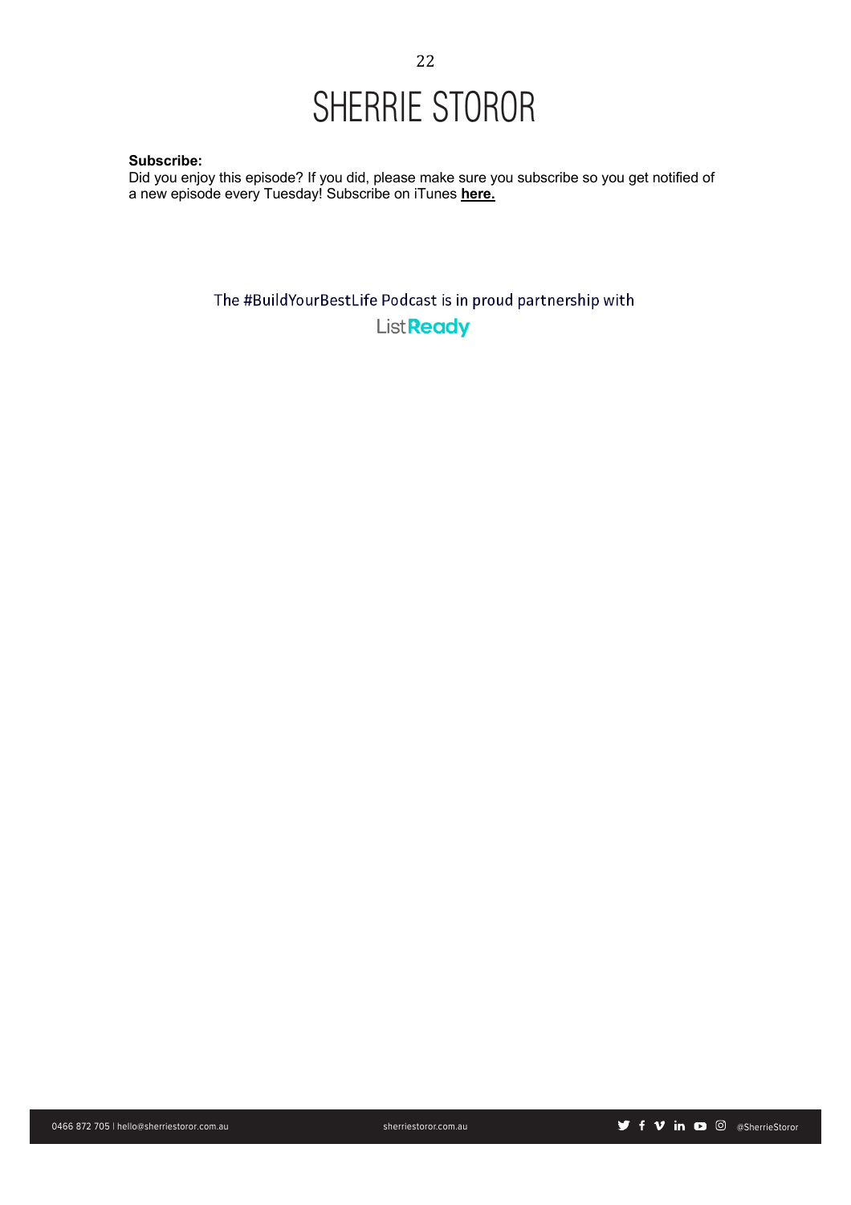**Subscribe:**
Did you enjoy this episode? If you did, please make sure you subscribe so you get notified of a new episode every Tuesday! Subscribe on iTunes **here.**

The #BuildYourBestLife Podcast is in proud partnership with

ListReady